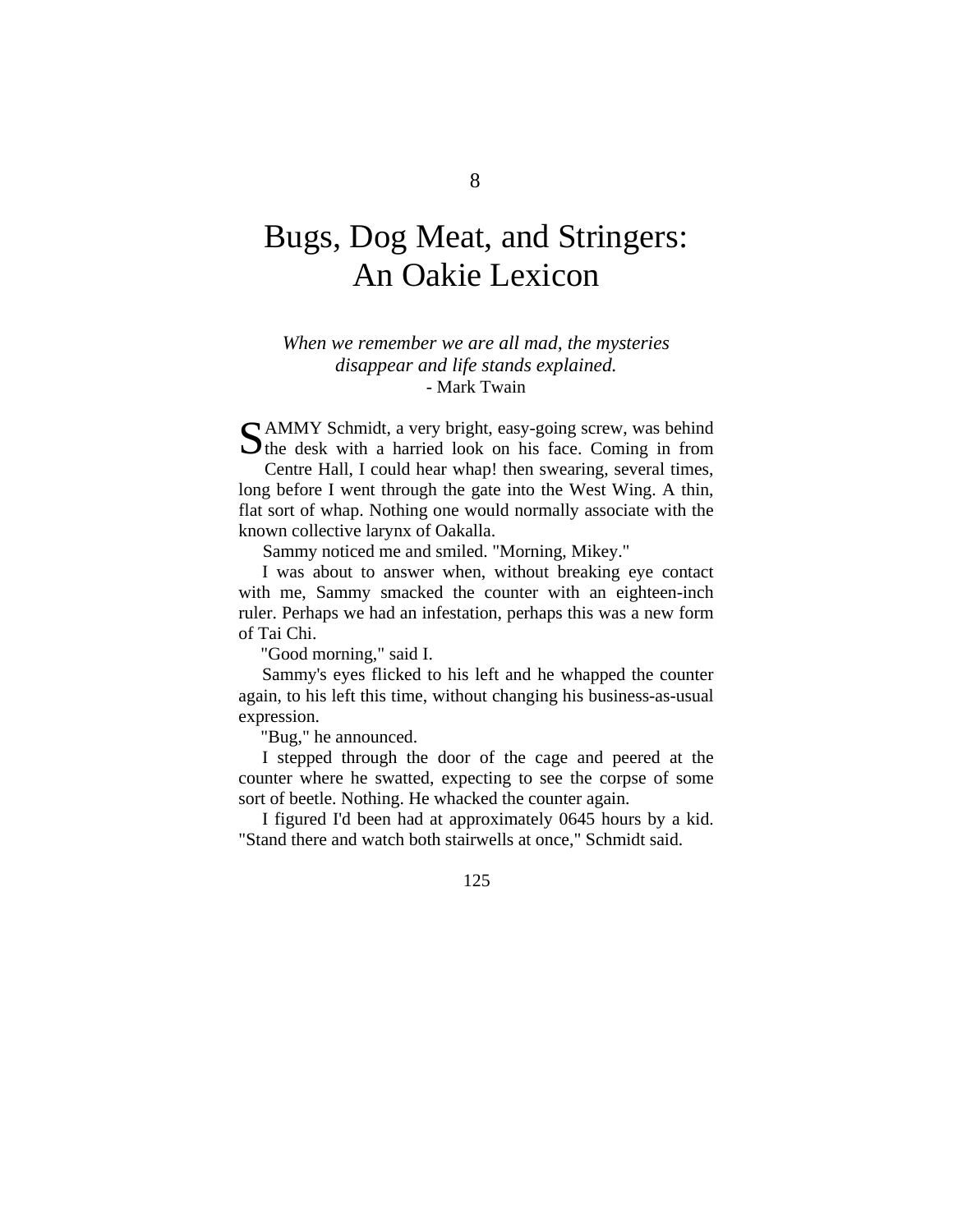8

# Bugs, Dog Meat, and Stringers: An Oakie Lexicon

*When we remember we are all mad, the mysteries disappear and life stands explained.*
- Mark Twain

SAMMY Schmidt, a very bright, easy-going screw, was behind the desk with a harried look on his face. Coming in from Centre Hall, I could hear whap! then swearing, several times, long before I went through the gate into the West Wing. A thin, flat sort of whap. Nothing one would normally associate with the known collective larynx of Oakalla.

Sammy noticed me and smiled. "Morning, Mikey."

I was about to answer when, without breaking eye contact with me, Sammy smacked the counter with an eighteen-inch ruler. Perhaps we had an infestation, perhaps this was a new form of Tai Chi.

"Good morning," said I.

Sammy's eyes flicked to his left and he whapped the counter again, to his left this time, without changing his business-as-usual expression.

"Bug," he announced.

I stepped through the door of the cage and peered at the counter where he swatted, expecting to see the corpse of some sort of beetle. Nothing. He whacked the counter again.

I figured I'd been had at approximately 0645 hours by a kid. "Stand there and watch both stairwells at once," Schmidt said.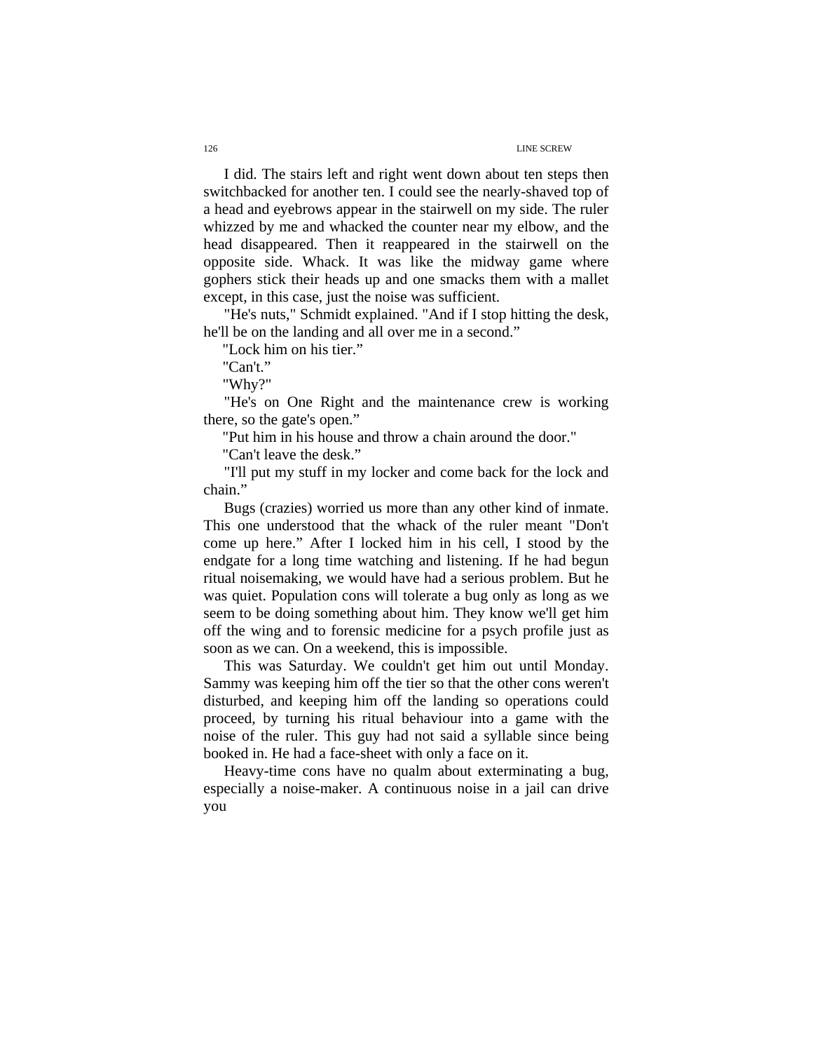I did. The stairs left and right went down about ten steps then switchbacked for another ten. I could see the nearly-shaved top of a head and eyebrows appear in the stairwell on my side. The ruler whizzed by me and whacked the counter near my elbow, and the head disappeared. Then it reappeared in the stairwell on the opposite side. Whack. It was like the midway game where gophers stick their heads up and one smacks them with a mallet except, in this case, just the noise was sufficient.

"He's nuts," Schmidt explained. "And if I stop hitting the desk, he'll be on the landing and all over me in a second."

"Lock him on his tier."

"Can't."

"Why?"

"He's on One Right and the maintenance crew is working there, so the gate's open."

"Put him in his house and throw a chain around the door."

"Can't leave the desk."

"I'll put my stuff in my locker and come back for the lock and chain."

Bugs (crazies) worried us more than any other kind of inmate. This one understood that the whack of the ruler meant "Don't come up here." After I locked him in his cell, I stood by the endgate for a long time watching and listening. If he had begun ritual noisemaking, we would have had a serious problem. But he was quiet. Population cons will tolerate a bug only as long as we seem to be doing something about him. They know we'll get him off the wing and to forensic medicine for a psych profile just as soon as we can. On a weekend, this is impossible.

This was Saturday. We couldn't get him out until Monday. Sammy was keeping him off the tier so that the other cons weren't disturbed, and keeping him off the landing so operations could proceed, by turning his ritual behaviour into a game with the noise of the ruler. This guy had not said a syllable since being booked in. He had a face-sheet with only a face on it.

Heavy-time cons have no qualm about exterminating a bug, especially a noise-maker. A continuous noise in a jail can drive you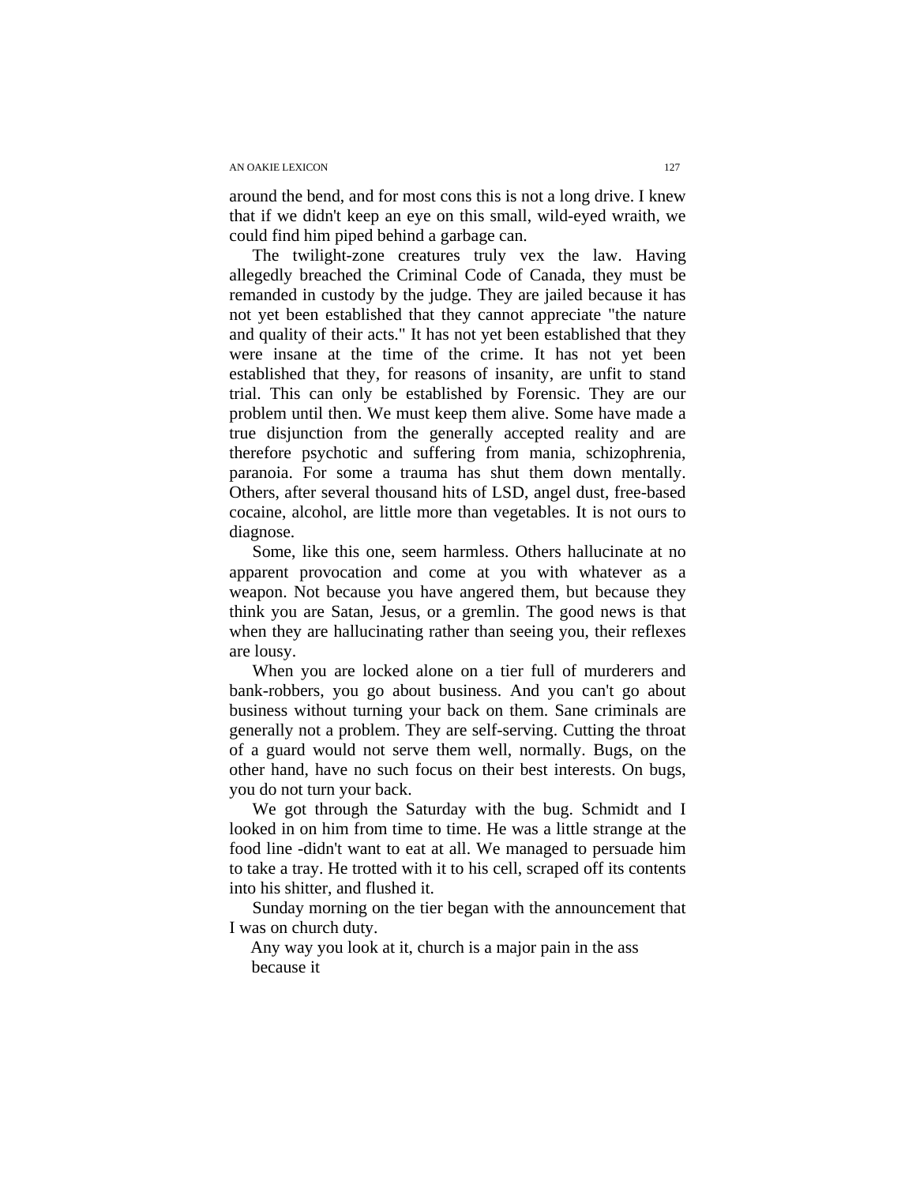around the bend, and for most cons this is not a long drive. I knew that if we didn't keep an eye on this small, wild-eyed wraith, we could find him piped behind a garbage can.

The twilight-zone creatures truly vex the law. Having allegedly breached the Criminal Code of Canada, they must be remanded in custody by the judge. They are jailed because it has not yet been established that they cannot appreciate "the nature and quality of their acts." It has not yet been established that they were insane at the time of the crime. It has not yet been established that they, for reasons of insanity, are unfit to stand trial. This can only be established by Forensic. They are our problem until then. We must keep them alive. Some have made a true disjunction from the generally accepted reality and are therefore psychotic and suffering from mania, schizophrenia, paranoia. For some a trauma has shut them down mentally. Others, after several thousand hits of LSD, angel dust, free-based cocaine, alcohol, are little more than vegetables. It is not ours to diagnose.

Some, like this one, seem harmless. Others hallucinate at no apparent provocation and come at you with whatever as a weapon. Not because you have angered them, but because they think you are Satan, Jesus, or a gremlin. The good news is that when they are hallucinating rather than seeing you, their reflexes are lousy.

When you are locked alone on a tier full of murderers and bank-robbers, you go about business. And you can't go about business without turning your back on them. Sane criminals are generally not a problem. They are self-serving. Cutting the throat of a guard would not serve them well, normally. Bugs, on the other hand, have no such focus on their best interests. On bugs, you do not turn your back.

We got through the Saturday with the bug. Schmidt and I looked in on him from time to time. He was a little strange at the food line -didn't want to eat at all. We managed to persuade him to take a tray. He trotted with it to his cell, scraped off its contents into his shitter, and flushed it.

Sunday morning on the tier began with the announcement that I was on church duty.

Any way you look at it, church is a major pain in the ass because it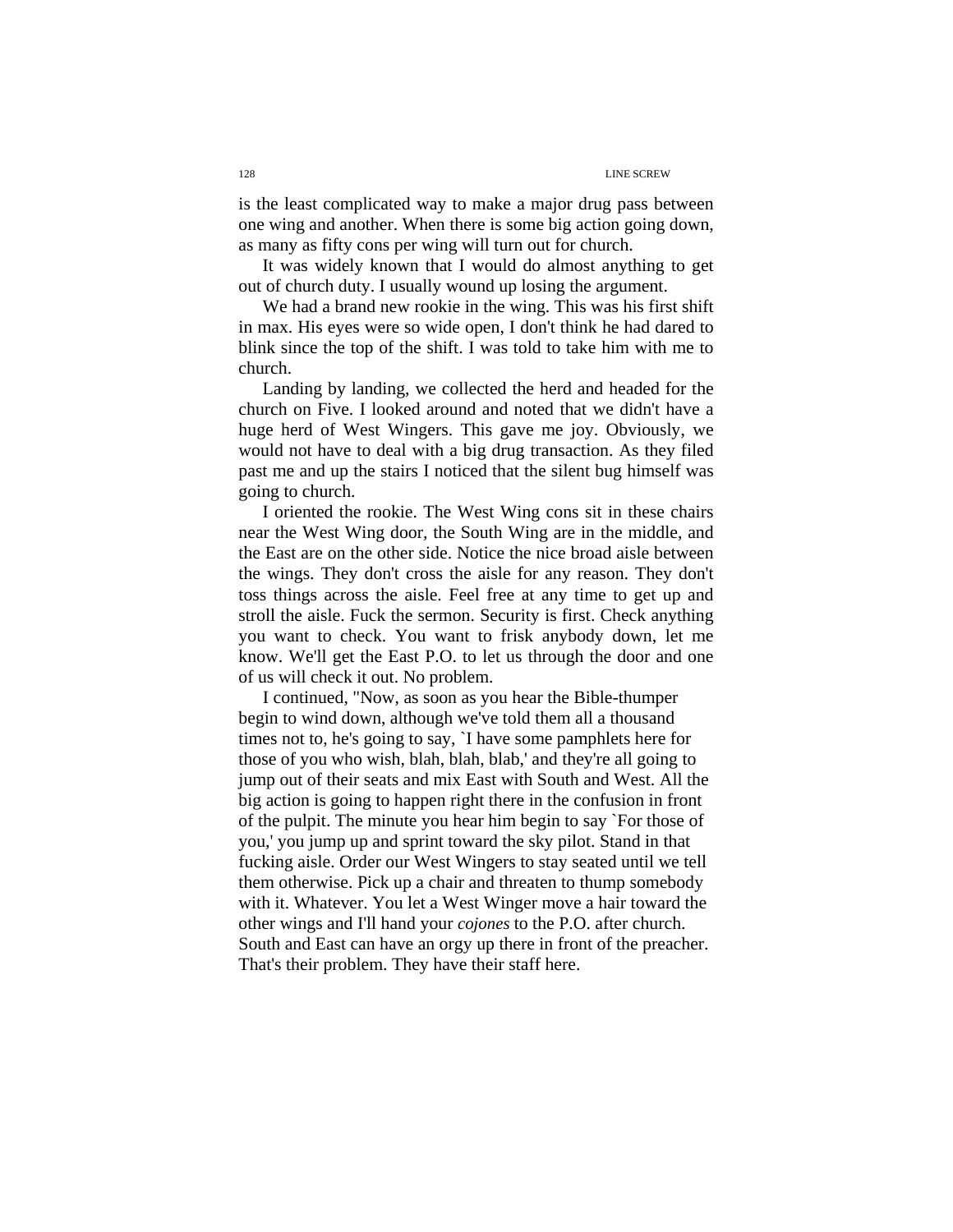is the least complicated way to make a major drug pass between one wing and another. When there is some big action going down, as many as fifty cons per wing will turn out for church.

It was widely known that I would do almost anything to get out of church duty. I usually wound up losing the argument.

We had a brand new rookie in the wing. This was his first shift in max. His eyes were so wide open, I don't think he had dared to blink since the top of the shift. I was told to take him with me to church.

Landing by landing, we collected the herd and headed for the church on Five. I looked around and noted that we didn't have a huge herd of West Wingers. This gave me joy. Obviously, we would not have to deal with a big drug transaction. As they filed past me and up the stairs I noticed that the silent bug himself was going to church.

I oriented the rookie. The West Wing cons sit in these chairs near the West Wing door, the South Wing are in the middle, and the East are on the other side. Notice the nice broad aisle between the wings. They don't cross the aisle for any reason. They don't toss things across the aisle. Feel free at any time to get up and stroll the aisle. Fuck the sermon. Security is first. Check anything you want to check. You want to frisk anybody down, let me know. We'll get the East P.O. to let us through the door and one of us will check it out. No problem.

I continued, "Now, as soon as you hear the Bible-thumper begin to wind down, although we've told them all a thousand times not to, he's going to say, `I have some pamphlets here for those of you who wish, blah, blah, blab,' and they're all going to jump out of their seats and mix East with South and West. All the big action is going to happen right there in the confusion in front of the pulpit. The minute you hear him begin to say `For those of you,' you jump up and sprint toward the sky pilot. Stand in that fucking aisle. Order our West Wingers to stay seated until we tell them otherwise. Pick up a chair and threaten to thump somebody with it. Whatever. You let a West Winger move a hair toward the other wings and I'll hand your *cojones* to the P.O. after church. South and East can have an orgy up there in front of the preacher. That's their problem. They have their staff here.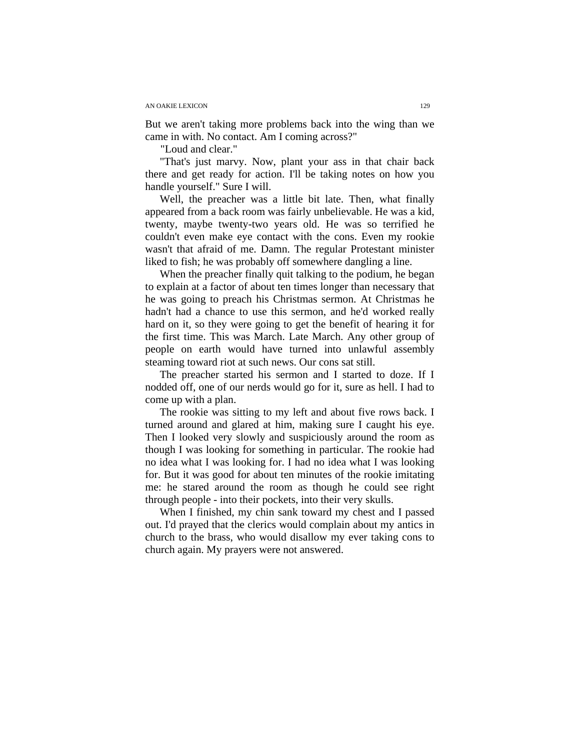But we aren't taking more problems back into the wing than we came in with. No contact. Am I coming across?"

"Loud and clear."

"That's just marvy. Now, plant your ass in that chair back there and get ready for action. I'll be taking notes on how you handle yourself." Sure I will.

Well, the preacher was a little bit late. Then, what finally appeared from a back room was fairly unbelievable. He was a kid, twenty, maybe twenty-two years old. He was so terrified he couldn't even make eye contact with the cons. Even my rookie wasn't that afraid of me. Damn. The regular Protestant minister liked to fish; he was probably off somewhere dangling a line.

When the preacher finally quit talking to the podium, he began to explain at a factor of about ten times longer than necessary that he was going to preach his Christmas sermon. At Christmas he hadn't had a chance to use this sermon, and he'd worked really hard on it, so they were going to get the benefit of hearing it for the first time. This was March. Late March. Any other group of people on earth would have turned into unlawful assembly steaming toward riot at such news. Our cons sat still.

The preacher started his sermon and I started to doze. If I nodded off, one of our nerds would go for it, sure as hell. I had to come up with a plan.

The rookie was sitting to my left and about five rows back. I turned around and glared at him, making sure I caught his eye. Then I looked very slowly and suspiciously around the room as though I was looking for something in particular. The rookie had no idea what I was looking for. I had no idea what I was looking for. But it was good for about ten minutes of the rookie imitating me: he stared around the room as though he could see right through people - into their pockets, into their very skulls.

When I finished, my chin sank toward my chest and I passed out. I'd prayed that the clerics would complain about my antics in church to the brass, who would disallow my ever taking cons to church again. My prayers were not answered.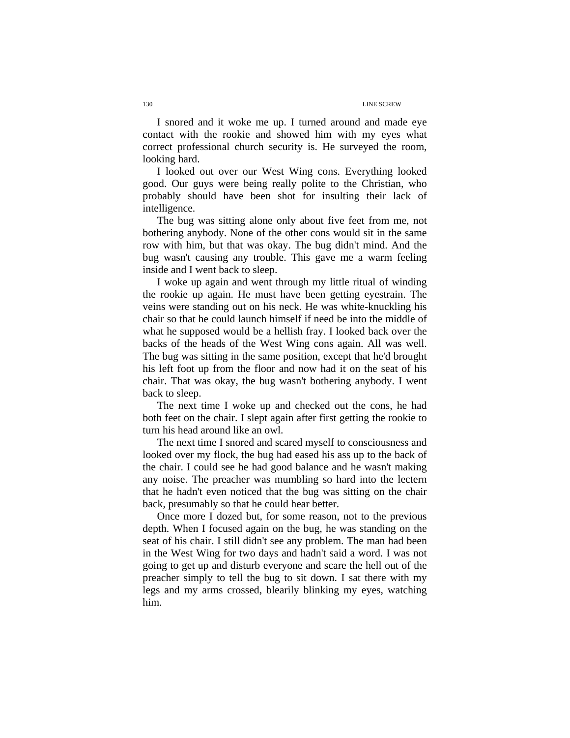I snored and it woke me up. I turned around and made eye contact with the rookie and showed him with my eyes what correct professional church security is. He surveyed the room, looking hard.

I looked out over our West Wing cons. Everything looked good. Our guys were being really polite to the Christian, who probably should have been shot for insulting their lack of intelligence.

The bug was sitting alone only about five feet from me, not bothering anybody. None of the other cons would sit in the same row with him, but that was okay. The bug didn't mind. And the bug wasn't causing any trouble. This gave me a warm feeling inside and I went back to sleep.

I woke up again and went through my little ritual of winding the rookie up again. He must have been getting eyestrain. The veins were standing out on his neck. He was white-knuckling his chair so that he could launch himself if need be into the middle of what he supposed would be a hellish fray. I looked back over the backs of the heads of the West Wing cons again. All was well. The bug was sitting in the same position, except that he'd brought his left foot up from the floor and now had it on the seat of his chair. That was okay, the bug wasn't bothering anybody. I went back to sleep.

The next time I woke up and checked out the cons, he had both feet on the chair. I slept again after first getting the rookie to turn his head around like an owl.

The next time I snored and scared myself to consciousness and looked over my flock, the bug had eased his ass up to the back of the chair. I could see he had good balance and he wasn't making any noise. The preacher was mumbling so hard into the lectern that he hadn't even noticed that the bug was sitting on the chair back, presumably so that he could hear better.

Once more I dozed but, for some reason, not to the previous depth. When I focused again on the bug, he was standing on the seat of his chair. I still didn't see any problem. The man had been in the West Wing for two days and hadn't said a word. I was not going to get up and disturb everyone and scare the hell out of the preacher simply to tell the bug to sit down. I sat there with my legs and my arms crossed, blearily blinking my eyes, watching him.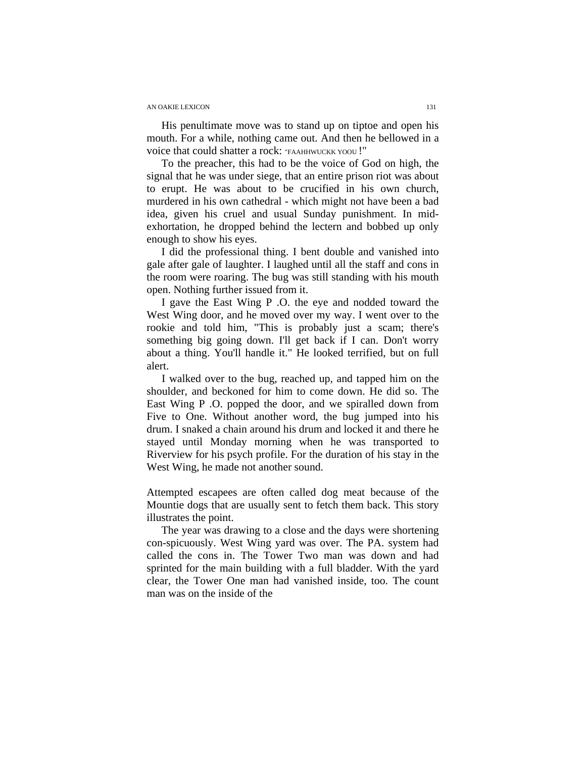His penultimate move was to stand up on tiptoe and open his mouth. For a while, nothing came out. And then he bellowed in a voice that could shatter a rock: "FAAHHWUCKK YOOU !"

To the preacher, this had to be the voice of God on high, the signal that he was under siege, that an entire prison riot was about to erupt. He was about to be crucified in his own church, murdered in his own cathedral - which might not have been a bad idea, given his cruel and usual Sunday punishment. In mid-exhortation, he dropped behind the lectern and bobbed up only enough to show his eyes.

I did the professional thing. I bent double and vanished into gale after gale of laughter. I laughed until all the staff and cons in the room were roaring. The bug was still standing with his mouth open. Nothing further issued from it.

I gave the East Wing P .O. the eye and nodded toward the West Wing door, and he moved over my way. I went over to the rookie and told him, "This is probably just a scam; there's something big going down. I'll get back if I can. Don't worry about a thing. You'll handle it." He looked terrified, but on full alert.

I walked over to the bug, reached up, and tapped him on the shoulder, and beckoned for him to come down. He did so. The East Wing P .O. popped the door, and we spiralled down from Five to One. Without another word, the bug jumped into his drum. I snaked a chain around his drum and locked it and there he stayed until Monday morning when he was transported to Riverview for his psych profile. For the duration of his stay in the West Wing, he made not another sound.

Attempted escapees are often called dog meat because of the Mountie dogs that are usually sent to fetch them back. This story illustrates the point.

The year was drawing to a close and the days were shortening con-spicuously. West Wing yard was over. The PA. system had called the cons in. The Tower Two man was down and had sprinted for the main building with a full bladder. With the yard clear, the Tower One man had vanished inside, too. The count man was on the inside of the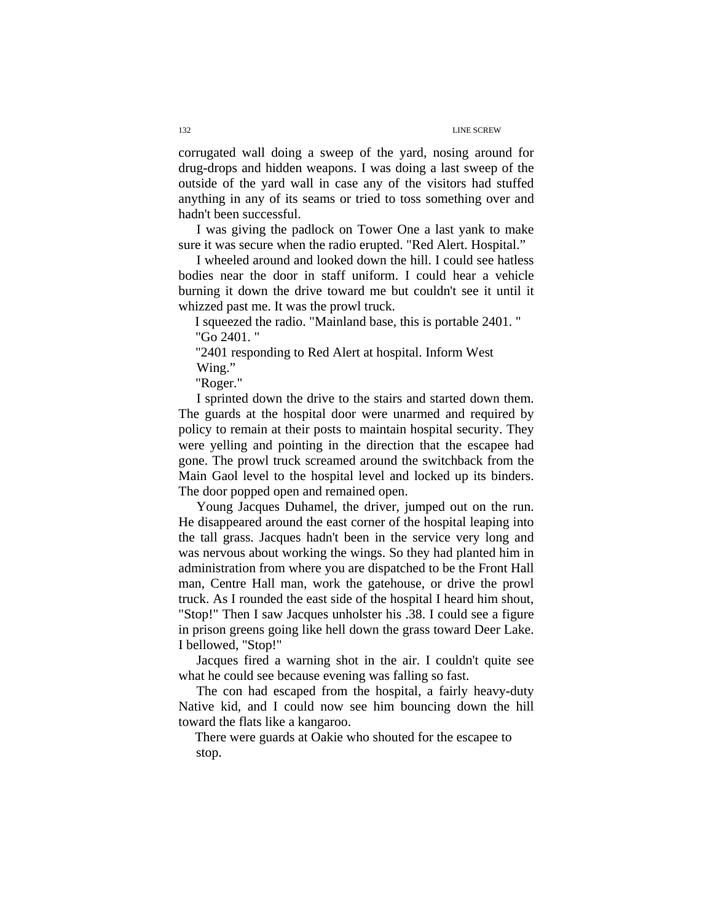corrugated wall doing a sweep of the yard, nosing around for drug-drops and hidden weapons. I was doing a last sweep of the outside of the yard wall in case any of the visitors had stuffed anything in any of its seams or tried to toss something over and hadn't been successful.

I was giving the padlock on Tower One a last yank to make sure it was secure when the radio erupted. "Red Alert. Hospital."

I wheeled around and looked down the hill. I could see hatless bodies near the door in staff uniform. I could hear a vehicle burning it down the drive toward me but couldn't see it until it whizzed past me. It was the prowl truck.

I squeezed the radio. "Mainland base, this is portable 2401. "

"Go 2401. "

"2401 responding to Red Alert at hospital. Inform West Wing."

"Roger."

I sprinted down the drive to the stairs and started down them. The guards at the hospital door were unarmed and required by policy to remain at their posts to maintain hospital security. They were yelling and pointing in the direction that the escapee had gone. The prowl truck screamed around the switchback from the Main Gaol level to the hospital level and locked up its binders. The door popped open and remained open.

Young Jacques Duhamel, the driver, jumped out on the run. He disappeared around the east corner of the hospital leaping into the tall grass. Jacques hadn't been in the service very long and was nervous about working the wings. So they had planted him in administration from where you are dispatched to be the Front Hall man, Centre Hall man, work the gatehouse, or drive the prowl truck. As I rounded the east side of the hospital I heard him shout, "Stop!" Then I saw Jacques unholster his .38. I could see a figure in prison greens going like hell down the grass toward Deer Lake. I bellowed, "Stop!"

Jacques fired a warning shot in the air. I couldn't quite see what he could see because evening was falling so fast.

The con had escaped from the hospital, a fairly heavy-duty Native kid, and I could now see him bouncing down the hill toward the flats like a kangaroo.

There were guards at Oakie who shouted for the escapee to stop.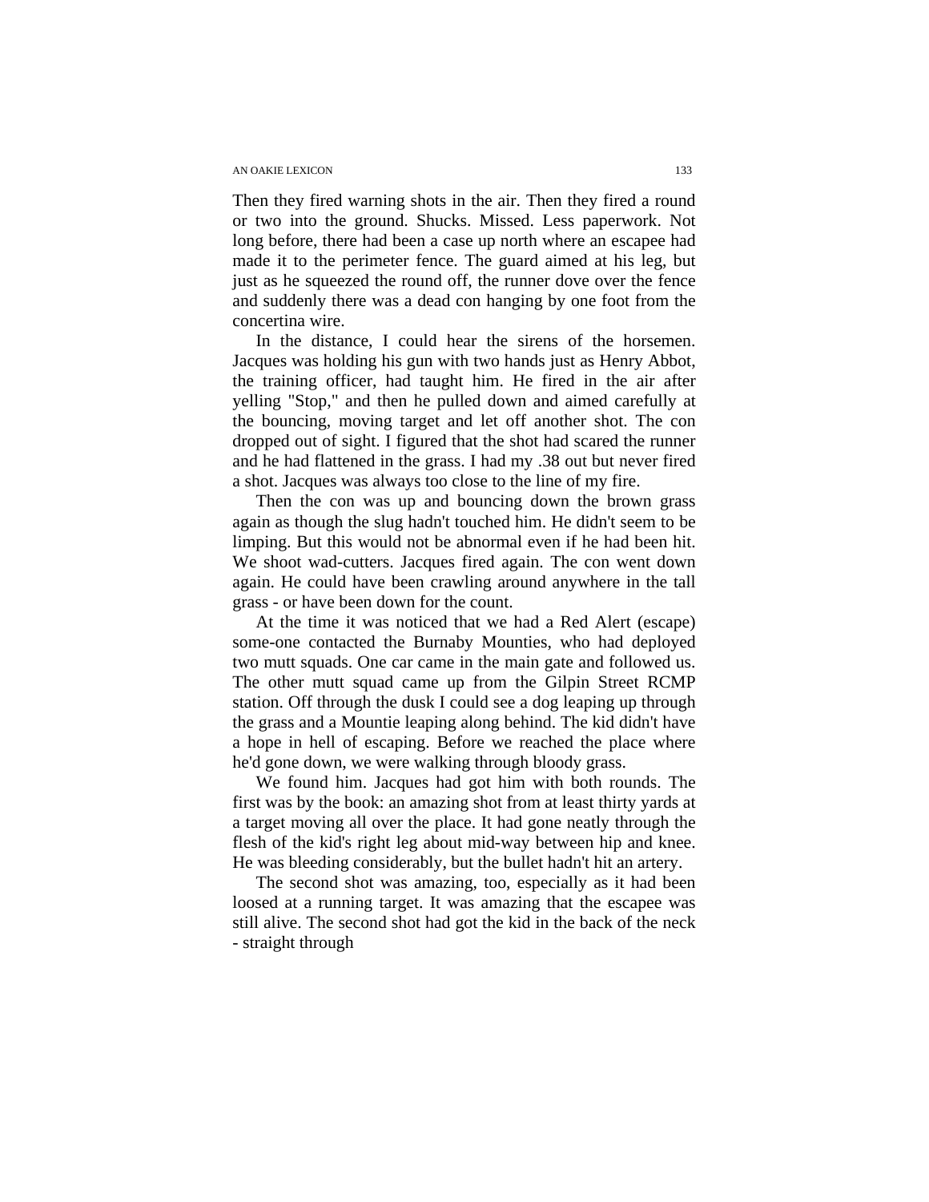Then they fired warning shots in the air. Then they fired a round or two into the ground. Shucks. Missed. Less paperwork. Not long before, there had been a case up north where an escapee had made it to the perimeter fence. The guard aimed at his leg, but just as he squeezed the round off, the runner dove over the fence and suddenly there was a dead con hanging by one foot from the concertina wire.

In the distance, I could hear the sirens of the horsemen. Jacques was holding his gun with two hands just as Henry Abbot, the training officer, had taught him. He fired in the air after yelling "Stop," and then he pulled down and aimed carefully at the bouncing, moving target and let off another shot. The con dropped out of sight. I figured that the shot had scared the runner and he had flattened in the grass. I had my .38 out but never fired a shot. Jacques was always too close to the line of my fire.

Then the con was up and bouncing down the brown grass again as though the slug hadn't touched him. He didn't seem to be limping. But this would not be abnormal even if he had been hit. We shoot wad-cutters. Jacques fired again. The con went down again. He could have been crawling around anywhere in the tall grass - or have been down for the count.

At the time it was noticed that we had a Red Alert (escape) some-one contacted the Burnaby Mounties, who had deployed two mutt squads. One car came in the main gate and followed us. The other mutt squad came up from the Gilpin Street RCMP station. Off through the dusk I could see a dog leaping up through the grass and a Mountie leaping along behind. The kid didn't have a hope in hell of escaping. Before we reached the place where he'd gone down, we were walking through bloody grass.

We found him. Jacques had got him with both rounds. The first was by the book: an amazing shot from at least thirty yards at a target moving all over the place. It had gone neatly through the flesh of the kid's right leg about mid-way between hip and knee. He was bleeding considerably, but the bullet hadn't hit an artery.

The second shot was amazing, too, especially as it had been loosed at a running target. It was amazing that the escapee was still alive. The second shot had got the kid in the back of the neck - straight through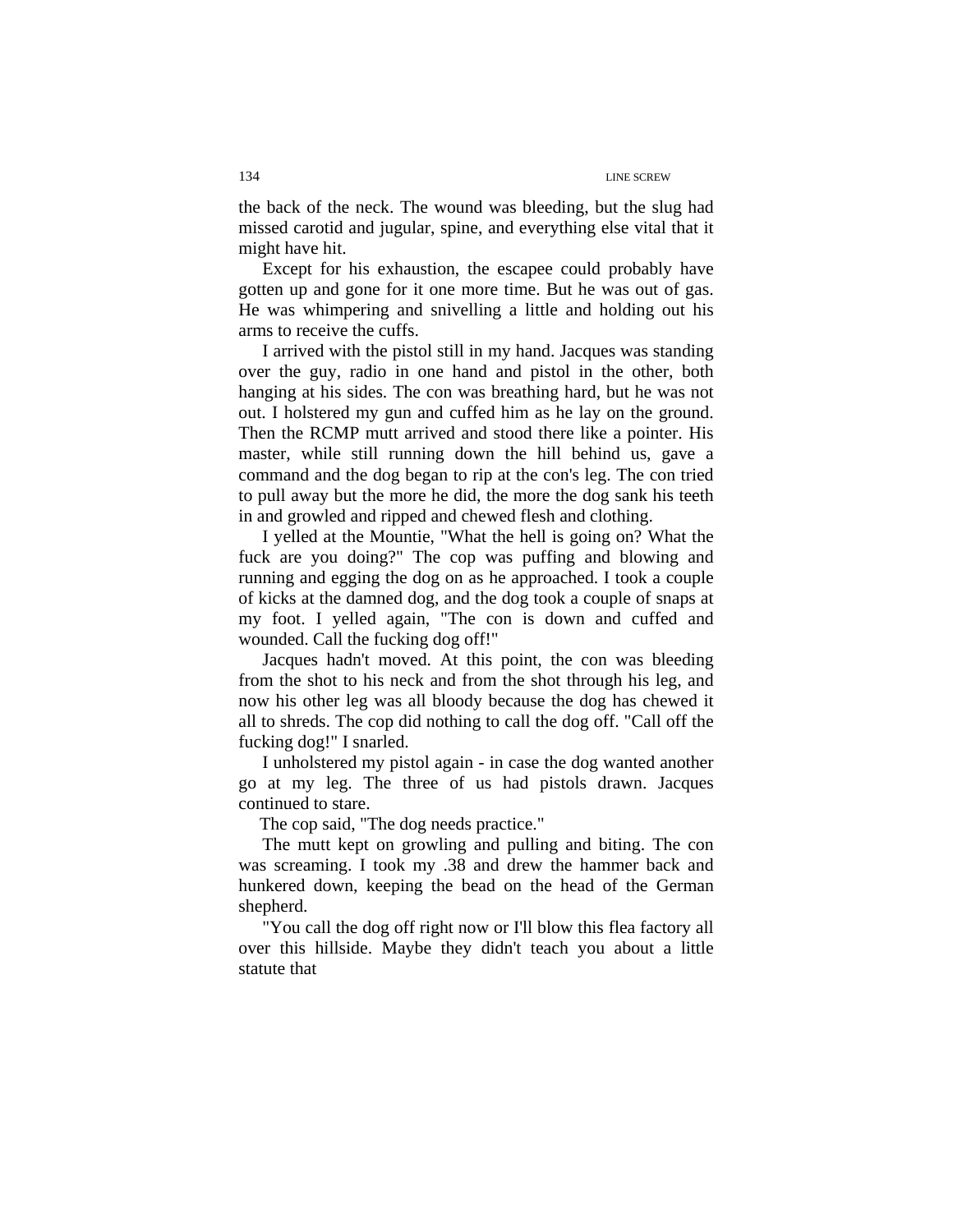the back of the neck. The wound was bleeding, but the slug had missed carotid and jugular, spine, and everything else vital that it might have hit.

Except for his exhaustion, the escapee could probably have gotten up and gone for it one more time. But he was out of gas. He was whimpering and snivelling a little and holding out his arms to receive the cuffs.

I arrived with the pistol still in my hand. Jacques was standing over the guy, radio in one hand and pistol in the other, both hanging at his sides. The con was breathing hard, but he was not out. I holstered my gun and cuffed him as he lay on the ground. Then the RCMP mutt arrived and stood there like a pointer. His master, while still running down the hill behind us, gave a command and the dog began to rip at the con's leg. The con tried to pull away but the more he did, the more the dog sank his teeth in and growled and ripped and chewed flesh and clothing.

I yelled at the Mountie, "What the hell is going on? What the fuck are you doing?" The cop was puffing and blowing and running and egging the dog on as he approached. I took a couple of kicks at the damned dog, and the dog took a couple of snaps at my foot. I yelled again, "The con is down and cuffed and wounded. Call the fucking dog off!"

Jacques hadn't moved. At this point, the con was bleeding from the shot to his neck and from the shot through his leg, and now his other leg was all bloody because the dog has chewed it all to shreds. The cop did nothing to call the dog off. "Call off the fucking dog!" I snarled.

I unholstered my pistol again - in case the dog wanted another go at my leg. The three of us had pistols drawn. Jacques continued to stare.

The cop said, "The dog needs practice."

The mutt kept on growling and pulling and biting. The con was screaming. I took my .38 and drew the hammer back and hunkered down, keeping the bead on the head of the German shepherd.

"You call the dog off right now or I'll blow this flea factory all over this hillside. Maybe they didn't teach you about a little statute that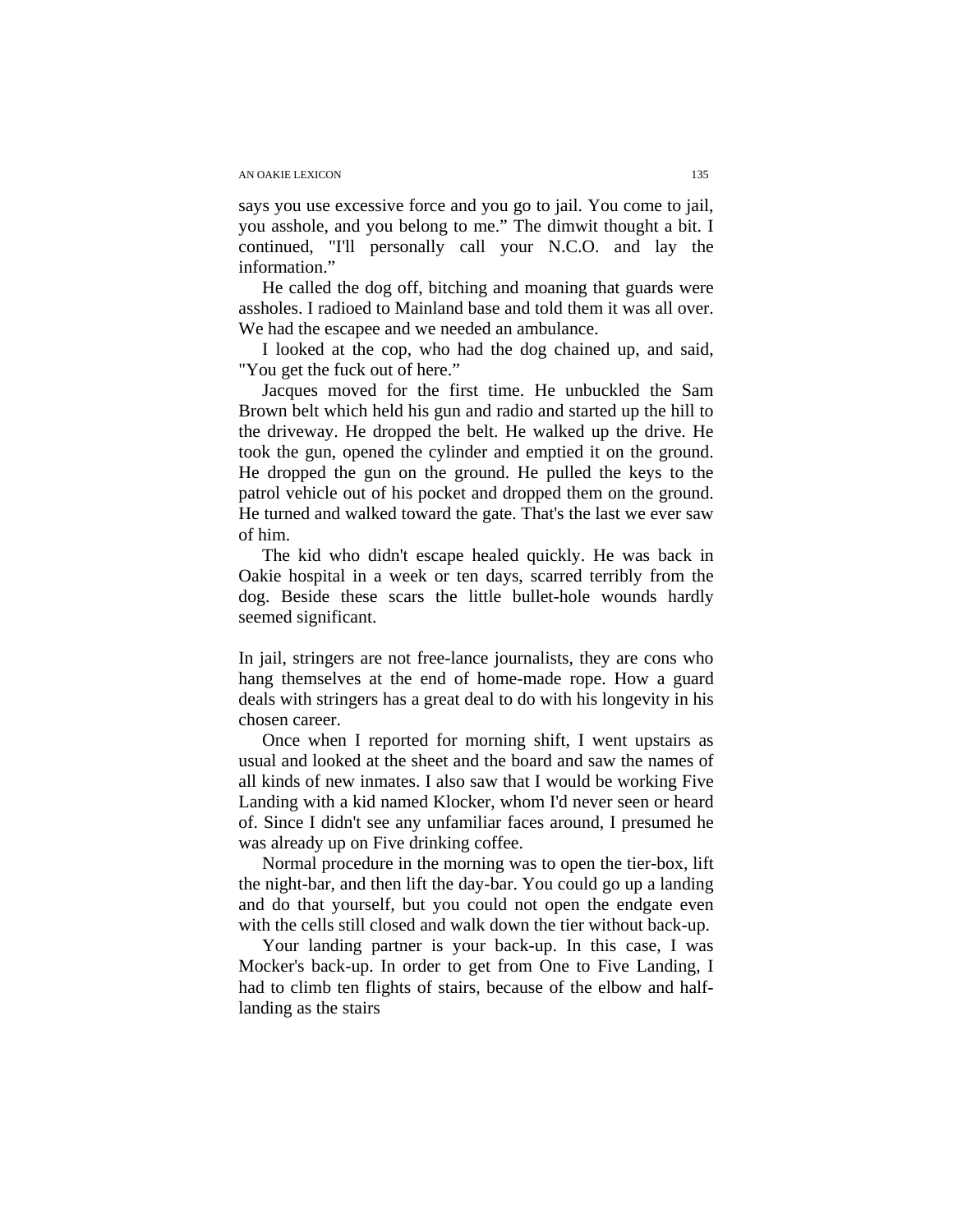says you use excessive force and you go to jail. You come to jail, you asshole, and you belong to me." The dimwit thought a bit. I continued, "I'll personally call your N.C.O. and lay the information."

He called the dog off, bitching and moaning that guards were assholes. I radioed to Mainland base and told them it was all over. We had the escapee and we needed an ambulance.

I looked at the cop, who had the dog chained up, and said, "You get the fuck out of here."

Jacques moved for the first time. He unbuckled the Sam Brown belt which held his gun and radio and started up the hill to the driveway. He dropped the belt. He walked up the drive. He took the gun, opened the cylinder and emptied it on the ground. He dropped the gun on the ground. He pulled the keys to the patrol vehicle out of his pocket and dropped them on the ground. He turned and walked toward the gate. That's the last we ever saw of him.

The kid who didn't escape healed quickly. He was back in Oakie hospital in a week or ten days, scarred terribly from the dog. Beside these scars the little bullet-hole wounds hardly seemed significant.

In jail, stringers are not free-lance journalists, they are cons who hang themselves at the end of home-made rope. How a guard deals with stringers has a great deal to do with his longevity in his chosen career.

Once when I reported for morning shift, I went upstairs as usual and looked at the sheet and the board and saw the names of all kinds of new inmates. I also saw that I would be working Five Landing with a kid named Klocker, whom I'd never seen or heard of. Since I didn't see any unfamiliar faces around, I presumed he was already up on Five drinking coffee.

Normal procedure in the morning was to open the tier-box, lift the night-bar, and then lift the day-bar. You could go up a landing and do that yourself, but you could not open the endgate even with the cells still closed and walk down the tier without back-up.

Your landing partner is your back-up. In this case, I was Mocker's back-up. In order to get from One to Five Landing, I had to climb ten flights of stairs, because of the elbow and half-landing as the stairs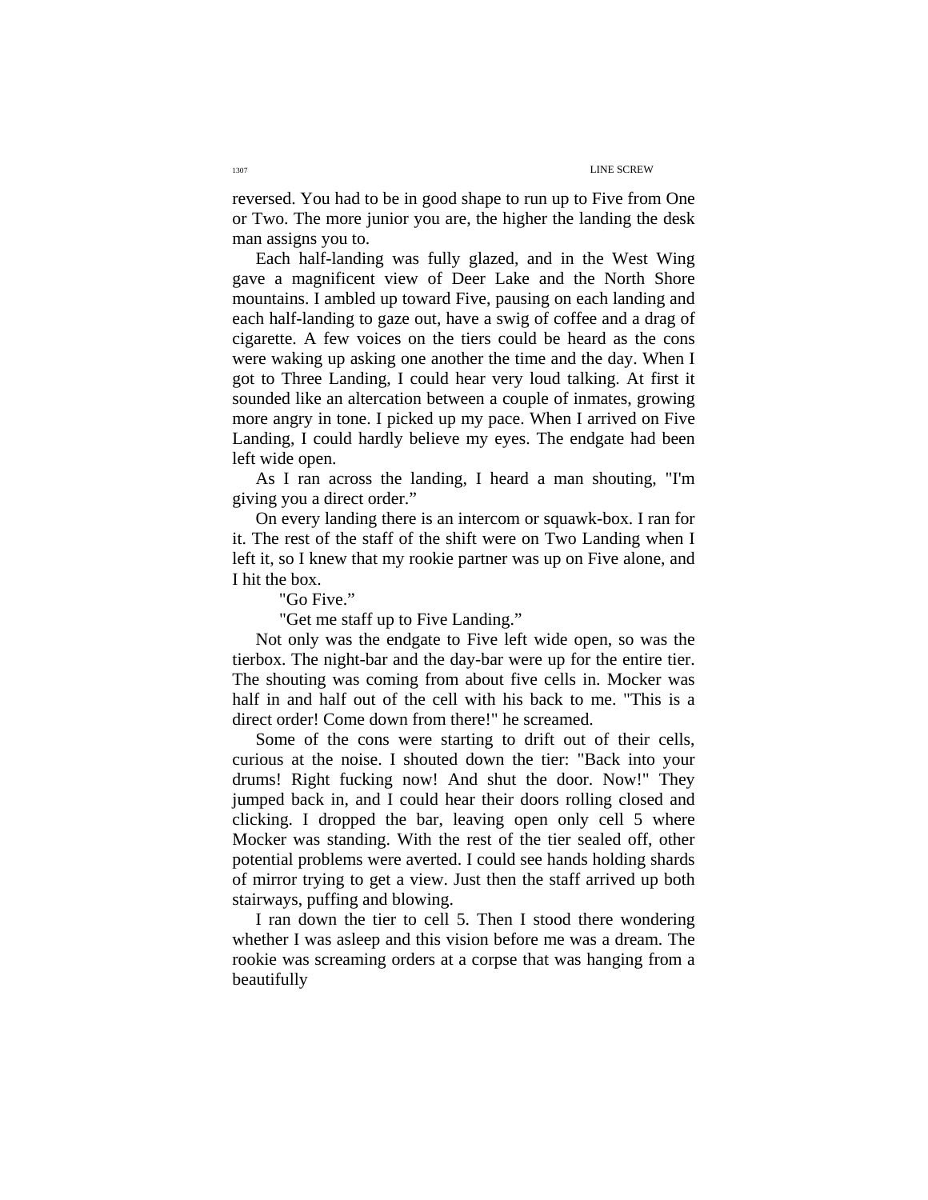reversed. You had to be in good shape to run up to Five from One or Two. The more junior you are, the higher the landing the desk man assigns you to.

Each half-landing was fully glazed, and in the West Wing gave a magnificent view of Deer Lake and the North Shore mountains. I ambled up toward Five, pausing on each landing and each half-landing to gaze out, have a swig of coffee and a drag of cigarette. A few voices on the tiers could be heard as the cons were waking up asking one another the time and the day. When I got to Three Landing, I could hear very loud talking. At first it sounded like an altercation between a couple of inmates, growing more angry in tone. I picked up my pace. When I arrived on Five Landing, I could hardly believe my eyes. The endgate had been left wide open.

As I ran across the landing, I heard a man shouting, "I'm giving you a direct order."

On every landing there is an intercom or squawk-box. I ran for it. The rest of the staff of the shift were on Two Landing when I left it, so I knew that my rookie partner was up on Five alone, and I hit the box.

"Go Five."

"Get me staff up to Five Landing."

Not only was the endgate to Five left wide open, so was the tierbox. The night-bar and the day-bar were up for the entire tier. The shouting was coming from about five cells in. Mocker was half in and half out of the cell with his back to me. "This is a direct order! Come down from there!" he screamed.

Some of the cons were starting to drift out of their cells, curious at the noise. I shouted down the tier: "Back into your drums! Right fucking now! And shut the door. Now!" They jumped back in, and I could hear their doors rolling closed and clicking. I dropped the bar, leaving open only cell 5 where Mocker was standing. With the rest of the tier sealed off, other potential problems were averted. I could see hands holding shards of mirror trying to get a view. Just then the staff arrived up both stairways, puffing and blowing.

I ran down the tier to cell 5. Then I stood there wondering whether I was asleep and this vision before me was a dream. The rookie was screaming orders at a corpse that was hanging from a beautifully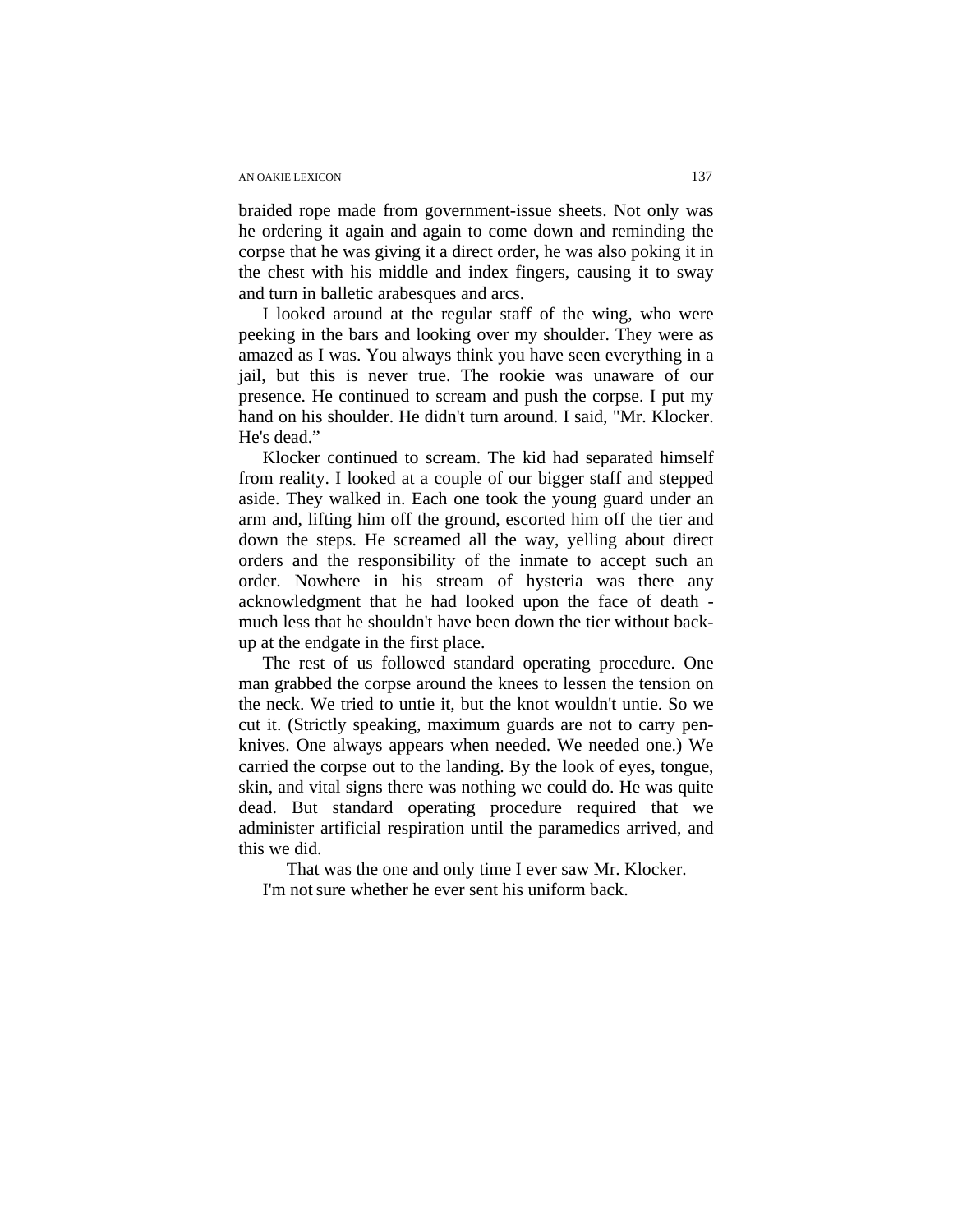braided rope made from government-issue sheets. Not only was he ordering it again and again to come down and reminding the corpse that he was giving it a direct order, he was also poking it in the chest with his middle and index fingers, causing it to sway and turn in balletic arabesques and arcs.

I looked around at the regular staff of the wing, who were peeking in the bars and looking over my shoulder. They were as amazed as I was. You always think you have seen everything in a jail, but this is never true. The rookie was unaware of our presence. He continued to scream and push the corpse. I put my hand on his shoulder. He didn't turn around. I said, "Mr. Klocker. He's dead."

Klocker continued to scream. The kid had separated himself from reality. I looked at a couple of our bigger staff and stepped aside. They walked in. Each one took the young guard under an arm and, lifting him off the ground, escorted him off the tier and down the steps. He screamed all the way, yelling about direct orders and the responsibility of the inmate to accept such an order. Nowhere in his stream of hysteria was there any acknowledgment that he had looked upon the face of death - much less that he shouldn't have been down the tier without back-up at the endgate in the first place.

The rest of us followed standard operating procedure. One man grabbed the corpse around the knees to lessen the tension on the neck. We tried to untie it, but the knot wouldn't untie. So we cut it. (Strictly speaking, maximum guards are not to carry pen-knives. One always appears when needed. We needed one.) We carried the corpse out to the landing. By the look of eyes, tongue, skin, and vital signs there was nothing we could do. He was quite dead. But standard operating procedure required that we administer artificial respiration until the paramedics arrived, and this we did.

That was the one and only time I ever saw Mr. Klocker.

I'm not sure whether he ever sent his uniform back.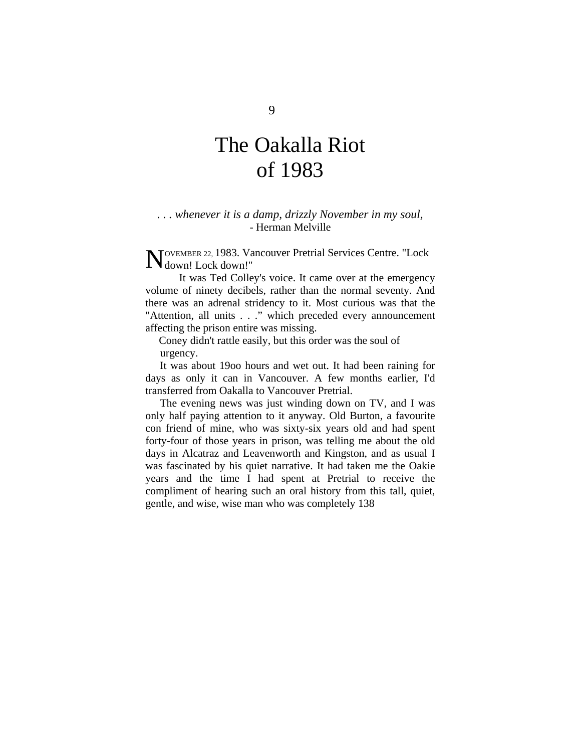9

# The Oakalla Riot of 1983

*. . . whenever it is a damp, drizzly November in my soul,*
- Herman Melville

NOVEMBER 22, 1983. Vancouver Pretrial Services Centre. "Lock down! Lock down!"

It was Ted Colley's voice. It came over at the emergency volume of ninety decibels, rather than the normal seventy. And there was an adrenal stridency to it. Most curious was that the "Attention, all units . . ." which preceded every announcement affecting the prison entire was missing.

Coney didn't rattle easily, but this order was the soul of urgency.

It was about 19oo hours and wet out. It had been raining for days as only it can in Vancouver. A few months earlier, I'd transferred from Oakalla to Vancouver Pretrial.

The evening news was just winding down on TV, and I was only half paying attention to it anyway. Old Burton, a favourite con friend of mine, who was sixty-six years old and had spent forty-four of those years in prison, was telling me about the old days in Alcatraz and Leavenworth and Kingston, and as usual I was fascinated by his quiet narrative. It had taken me the Oakie years and the time I had spent at Pretrial to receive the compliment of hearing such an oral history from this tall, quiet, gentle, and wise, wise man who was completely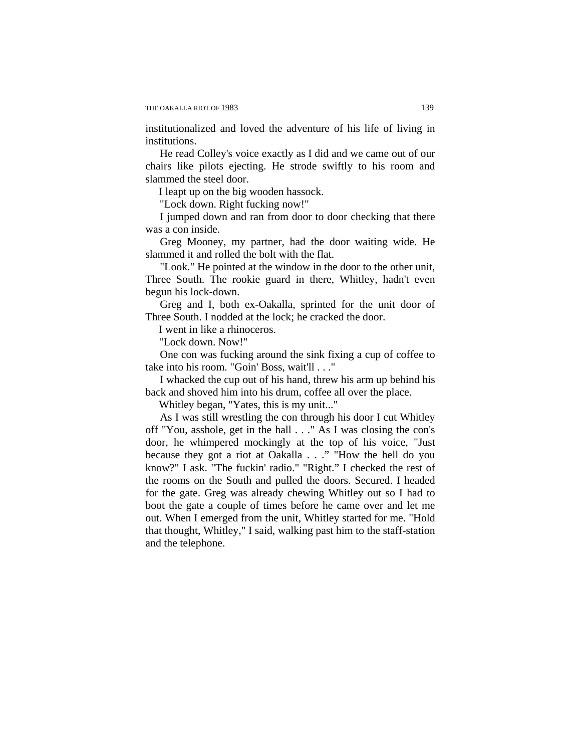institutionalized and loved the adventure of his life of living in institutions.

He read Colley's voice exactly as I did and we came out of our chairs like pilots ejecting. He strode swiftly to his room and slammed the steel door.

I leapt up on the big wooden hassock.

"Lock down. Right fucking now!"

I jumped down and ran from door to door checking that there was a con inside.

Greg Mooney, my partner, had the door waiting wide. He slammed it and rolled the bolt with the flat.

"Look." He pointed at the window in the door to the other unit, Three South. The rookie guard in there, Whitley, hadn't even begun his lock-down.

Greg and I, both ex-Oakalla, sprinted for the unit door of Three South. I nodded at the lock; he cracked the door.

I went in like a rhinoceros.

"Lock down. Now!"

One con was fucking around the sink fixing a cup of coffee to take into his room. "Goin' Boss, wait'll . . ."

I whacked the cup out of his hand, threw his arm up behind his back and shoved him into his drum, coffee all over the place.

Whitley began, "Yates, this is my unit..."

As I was still wrestling the con through his door I cut Whitley off "You, asshole, get in the hall . . ." As I was closing the con's door, he whimpered mockingly at the top of his voice, "Just because they got a riot at Oakalla . . .” "How the hell do you know?" I ask. "The fuckin' radio." "Right.” I checked the rest of the rooms on the South and pulled the doors. Secured. I headed for the gate. Greg was already chewing Whitley out so I had to boot the gate a couple of times before he came over and let me out. When I emerged from the unit, Whitley started for me. "Hold that thought, Whitley," I said, walking past him to the staff-station and the telephone.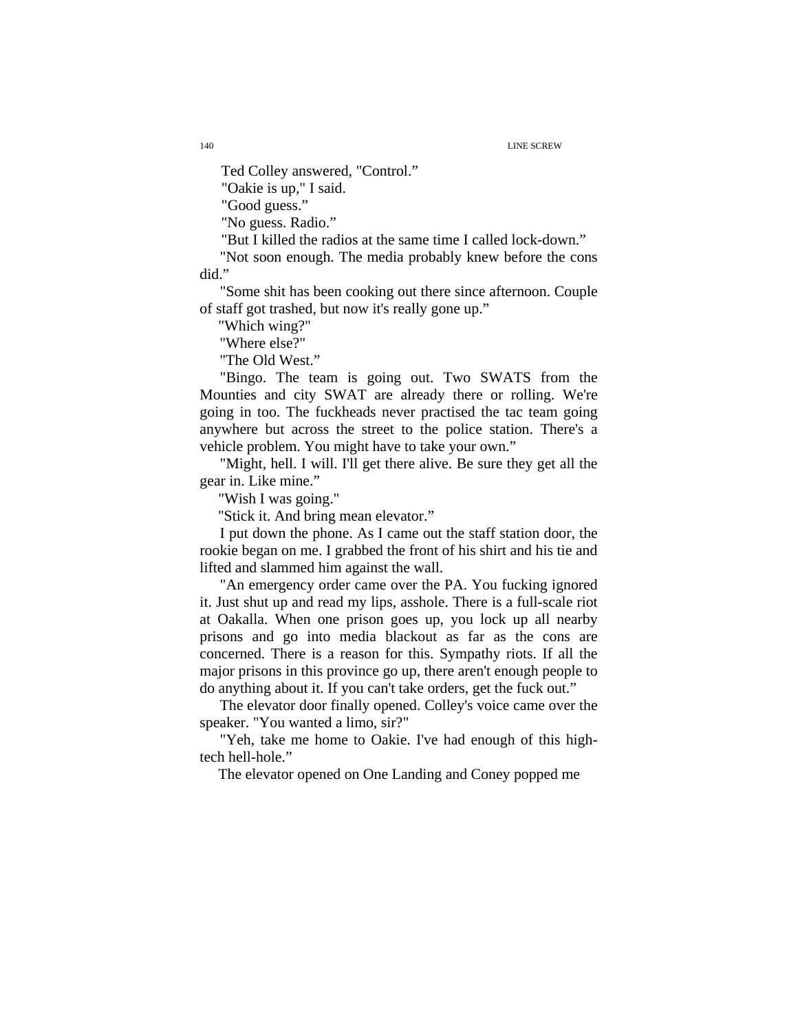Ted Colley answered, "Control."

"Oakie is up," I said.

"Good guess."

"No guess. Radio."

"But I killed the radios at the same time I called lock-down."

"Not soon enough. The media probably knew before the cons did."

"Some shit has been cooking out there since afternoon. Couple of staff got trashed, but now it's really gone up."

"Which wing?"

"Where else?"

"The Old West."

"Bingo. The team is going out. Two SWATS from the Mounties and city SWAT are already there or rolling. We're going in too. The fuckheads never practised the tac team going anywhere but across the street to the police station. There's a vehicle problem. You might have to take your own."

"Might, hell. I will. I'll get there alive. Be sure they get all the gear in. Like mine."

"Wish I was going."

"Stick it. And bring mean elevator."

I put down the phone. As I came out the staff station door, the rookie began on me. I grabbed the front of his shirt and his tie and lifted and slammed him against the wall.

"An emergency order came over the PA. You fucking ignored it. Just shut up and read my lips, asshole. There is a full-scale riot at Oakalla. When one prison goes up, you lock up all nearby prisons and go into media blackout as far as the cons are concerned. There is a reason for this. Sympathy riots. If all the major prisons in this province go up, there aren't enough people to do anything about it. If you can't take orders, get the fuck out."

The elevator door finally opened. Colley's voice came over the speaker. "You wanted a limo, sir?"

"Yeh, take me home to Oakie. I've had enough of this high-tech hell-hole."

The elevator opened on One Landing and Coney popped me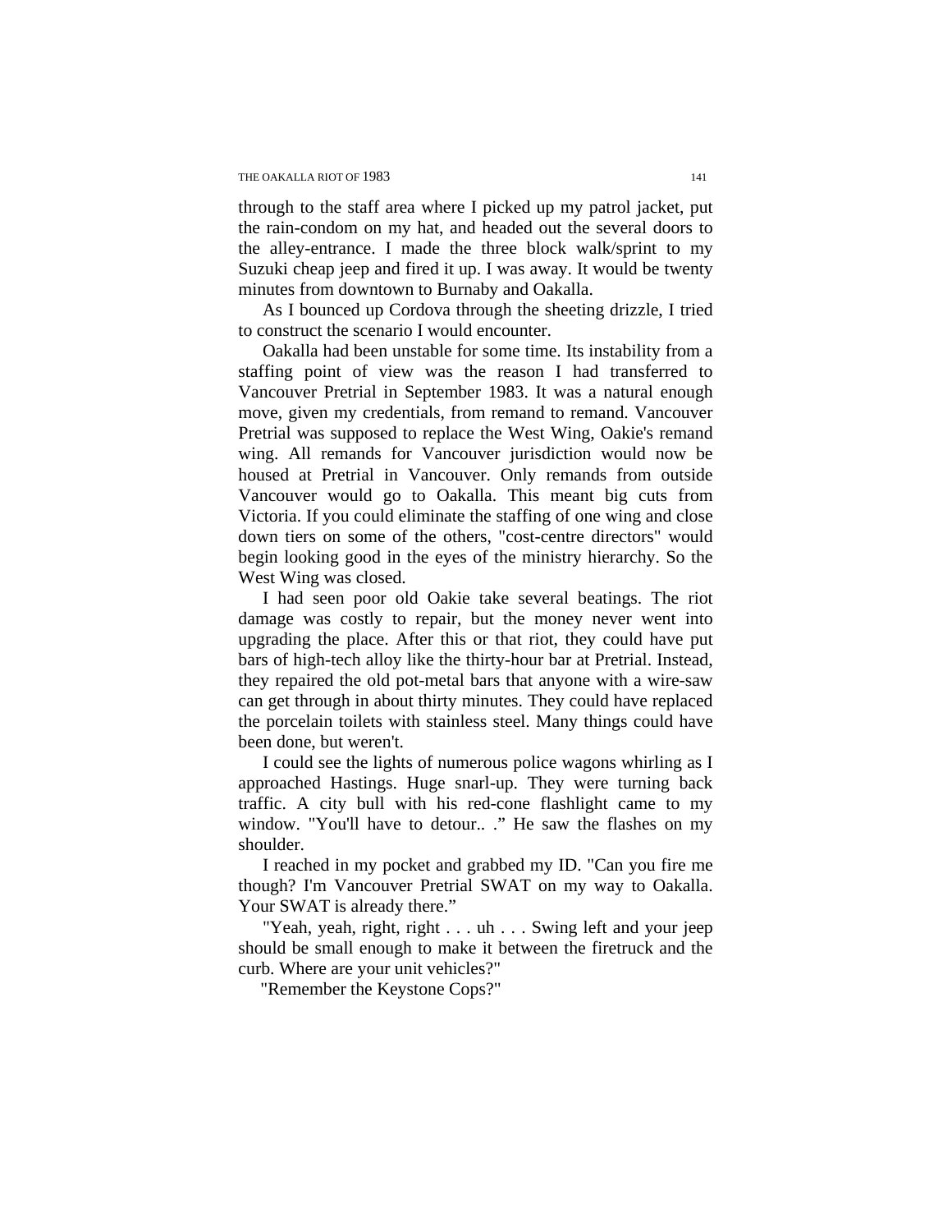through to the staff area where I picked up my patrol jacket, put the rain-condom on my hat, and headed out the several doors to the alley-entrance. I made the three block walk/sprint to my Suzuki cheap jeep and fired it up. I was away. It would be twenty minutes from downtown to Burnaby and Oakalla.

As I bounced up Cordova through the sheeting drizzle, I tried to construct the scenario I would encounter.

Oakalla had been unstable for some time. Its instability from a staffing point of view was the reason I had transferred to Vancouver Pretrial in September 1983. It was a natural enough move, given my credentials, from remand to remand. Vancouver Pretrial was supposed to replace the West Wing, Oakie's remand wing. All remands for Vancouver jurisdiction would now be housed at Pretrial in Vancouver. Only remands from outside Vancouver would go to Oakalla. This meant big cuts from Victoria. If you could eliminate the staffing of one wing and close down tiers on some of the others, "cost-centre directors" would begin looking good in the eyes of the ministry hierarchy. So the West Wing was closed.

I had seen poor old Oakie take several beatings. The riot damage was costly to repair, but the money never went into upgrading the place. After this or that riot, they could have put bars of high-tech alloy like the thirty-hour bar at Pretrial. Instead, they repaired the old pot-metal bars that anyone with a wire-saw can get through in about thirty minutes. They could have replaced the porcelain toilets with stainless steel. Many things could have been done, but weren't.

I could see the lights of numerous police wagons whirling as I approached Hastings. Huge snarl-up. They were turning back traffic. A city bull with his red-cone flashlight came to my window. "You'll have to detour.. ." He saw the flashes on my shoulder.

I reached in my pocket and grabbed my ID. "Can you fire me though? I'm Vancouver Pretrial SWAT on my way to Oakalla. Your SWAT is already there."

"Yeah, yeah, right, right . . . uh . . . Swing left and your jeep should be small enough to make it between the firetruck and the curb. Where are your unit vehicles?"

"Remember the Keystone Cops?"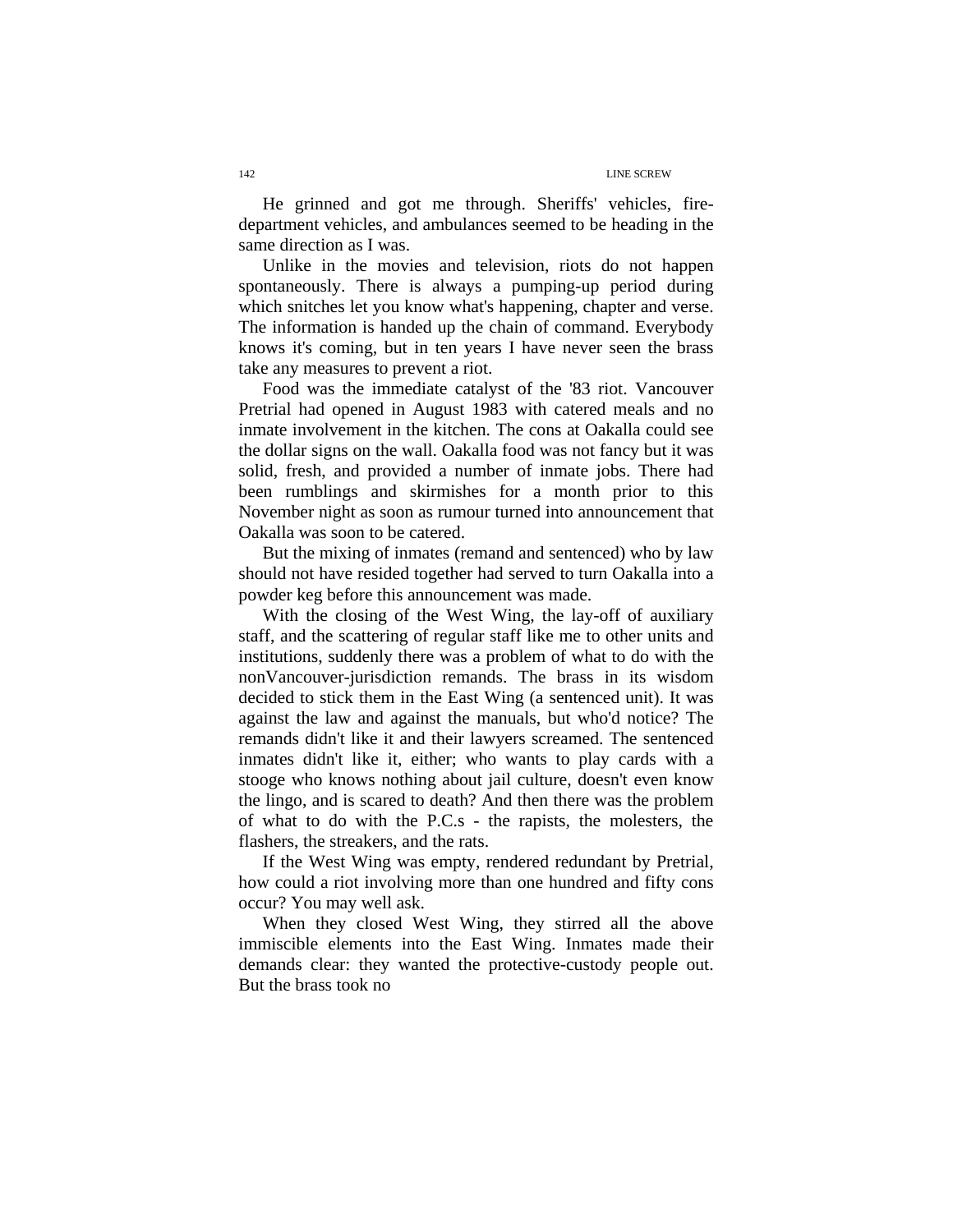He grinned and got me through. Sheriffs' vehicles, fire-department vehicles, and ambulances seemed to be heading in the same direction as I was.

Unlike in the movies and television, riots do not happen spontaneously. There is always a pumping-up period during which snitches let you know what's happening, chapter and verse. The information is handed up the chain of command. Everybody knows it's coming, but in ten years I have never seen the brass take any measures to prevent a riot.

Food was the immediate catalyst of the '83 riot. Vancouver Pretrial had opened in August 1983 with catered meals and no inmate involvement in the kitchen. The cons at Oakalla could see the dollar signs on the wall. Oakalla food was not fancy but it was solid, fresh, and provided a number of inmate jobs. There had been rumblings and skirmishes for a month prior to this November night as soon as rumour turned into announcement that Oakalla was soon to be catered.

But the mixing of inmates (remand and sentenced) who by law should not have resided together had served to turn Oakalla into a powder keg before this announcement was made.

With the closing of the West Wing, the lay-off of auxiliary staff, and the scattering of regular staff like me to other units and institutions, suddenly there was a problem of what to do with the nonVancouver-jurisdiction remands. The brass in its wisdom decided to stick them in the East Wing (a sentenced unit). It was against the law and against the manuals, but who'd notice? The remands didn't like it and their lawyers screamed. The sentenced inmates didn't like it, either; who wants to play cards with a stooge who knows nothing about jail culture, doesn't even know the lingo, and is scared to death? And then there was the problem of what to do with the P.C.s - the rapists, the molesters, the flashers, the streakers, and the rats.

If the West Wing was empty, rendered redundant by Pretrial, how could a riot involving more than one hundred and fifty cons occur? You may well ask.

When they closed West Wing, they stirred all the above immiscible elements into the East Wing. Inmates made their demands clear: they wanted the protective-custody people out. But the brass took no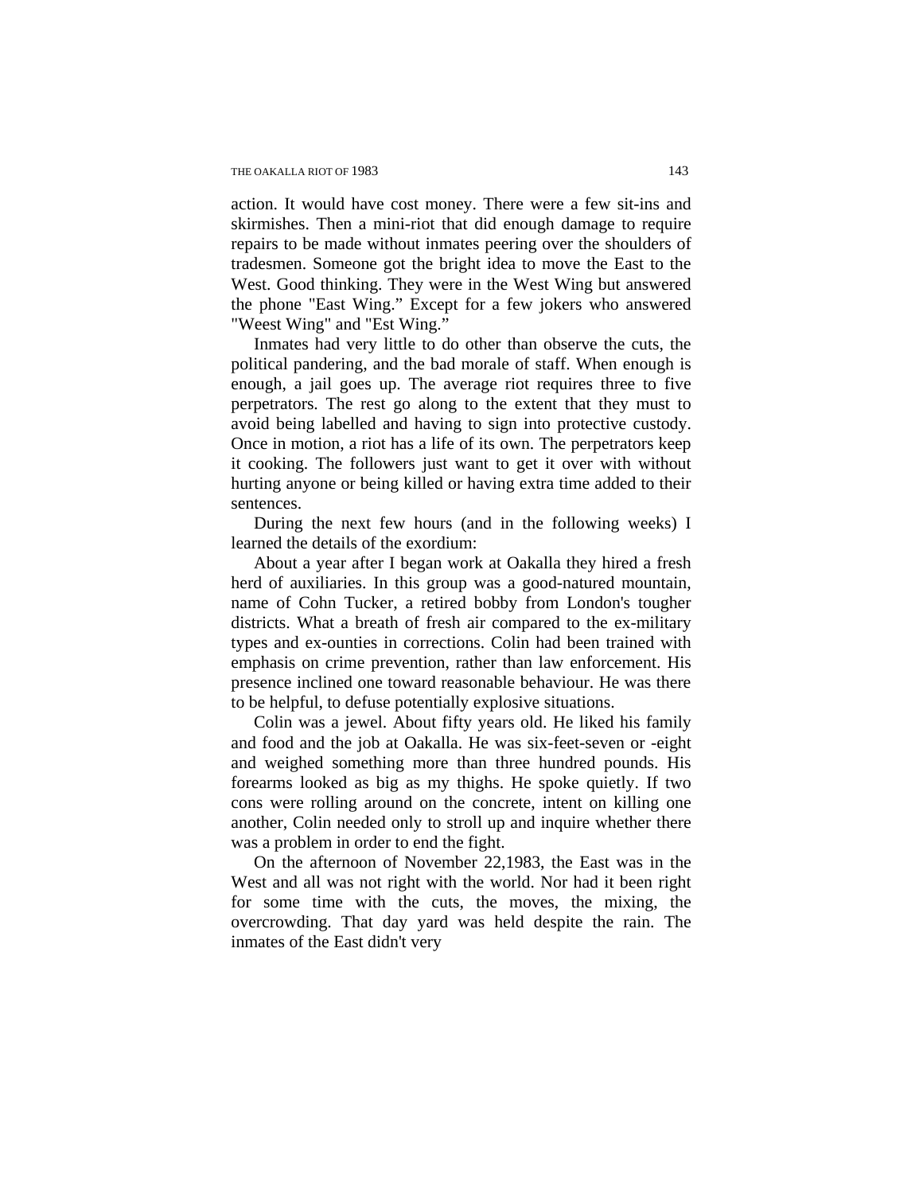action. It would have cost money. There were a few sit-ins and skirmishes. Then a mini-riot that did enough damage to require repairs to be made without inmates peering over the shoulders of tradesmen. Someone got the bright idea to move the East to the West. Good thinking. They were in the West Wing but answered the phone "East Wing." Except for a few jokers who answered "Weest Wing" and "Est Wing."

Inmates had very little to do other than observe the cuts, the political pandering, and the bad morale of staff. When enough is enough, a jail goes up. The average riot requires three to five perpetrators. The rest go along to the extent that they must to avoid being labelled and having to sign into protective custody. Once in motion, a riot has a life of its own. The perpetrators keep it cooking. The followers just want to get it over with without hurting anyone or being killed or having extra time added to their sentences.

During the next few hours (and in the following weeks) I learned the details of the exordium:

About a year after I began work at Oakalla they hired a fresh herd of auxiliaries. In this group was a good-natured mountain, name of Cohn Tucker, a retired bobby from London's tougher districts. What a breath of fresh air compared to the ex-military types and ex-ounties in corrections. Colin had been trained with emphasis on crime prevention, rather than law enforcement. His presence inclined one toward reasonable behaviour. He was there to be helpful, to defuse potentially explosive situations.

Colin was a jewel. About fifty years old. He liked his family and food and the job at Oakalla. He was six-feet-seven or -eight and weighed something more than three hundred pounds. His forearms looked as big as my thighs. He spoke quietly. If two cons were rolling around on the concrete, intent on killing one another, Colin needed only to stroll up and inquire whether there was a problem in order to end the fight.

On the afternoon of November 22,1983, the East was in the West and all was not right with the world. Nor had it been right for some time with the cuts, the moves, the mixing, the overcrowding. That day yard was held despite the rain. The inmates of the East didn't very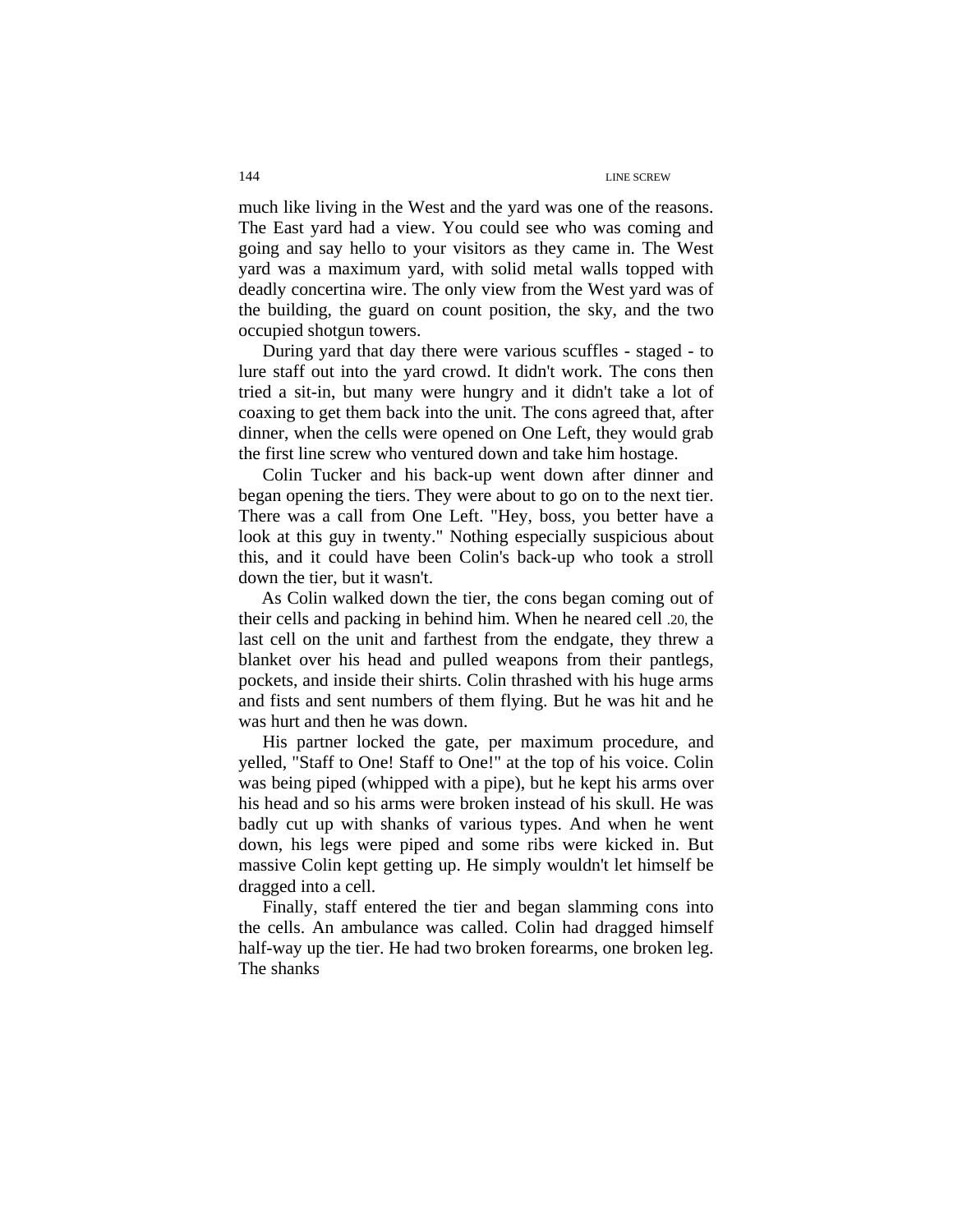much like living in the West and the yard was one of the reasons. The East yard had a view. You could see who was coming and going and say hello to your visitors as they came in. The West yard was a maximum yard, with solid metal walls topped with deadly concertina wire. The only view from the West yard was of the building, the guard on count position, the sky, and the two occupied shotgun towers.

During yard that day there were various scuffles - staged - to lure staff out into the yard crowd. It didn't work. The cons then tried a sit-in, but many were hungry and it didn't take a lot of coaxing to get them back into the unit. The cons agreed that, after dinner, when the cells were opened on One Left, they would grab the first line screw who ventured down and take him hostage.

Colin Tucker and his back-up went down after dinner and began opening the tiers. They were about to go on to the next tier. There was a call from One Left. "Hey, boss, you better have a look at this guy in twenty." Nothing especially suspicious about this, and it could have been Colin's back-up who took a stroll down the tier, but it wasn't.

As Colin walked down the tier, the cons began coming out of their cells and packing in behind him. When he neared cell .20, the last cell on the unit and farthest from the endgate, they threw a blanket over his head and pulled weapons from their pantlegs, pockets, and inside their shirts. Colin thrashed with his huge arms and fists and sent numbers of them flying. But he was hit and he was hurt and then he was down.

His partner locked the gate, per maximum procedure, and yelled, "Staff to One! Staff to One!" at the top of his voice. Colin was being piped (whipped with a pipe), but he kept his arms over his head and so his arms were broken instead of his skull. He was badly cut up with shanks of various types. And when he went down, his legs were piped and some ribs were kicked in. But massive Colin kept getting up. He simply wouldn't let himself be dragged into a cell.

Finally, staff entered the tier and began slamming cons into the cells. An ambulance was called. Colin had dragged himself half-way up the tier. He had two broken forearms, one broken leg. The shanks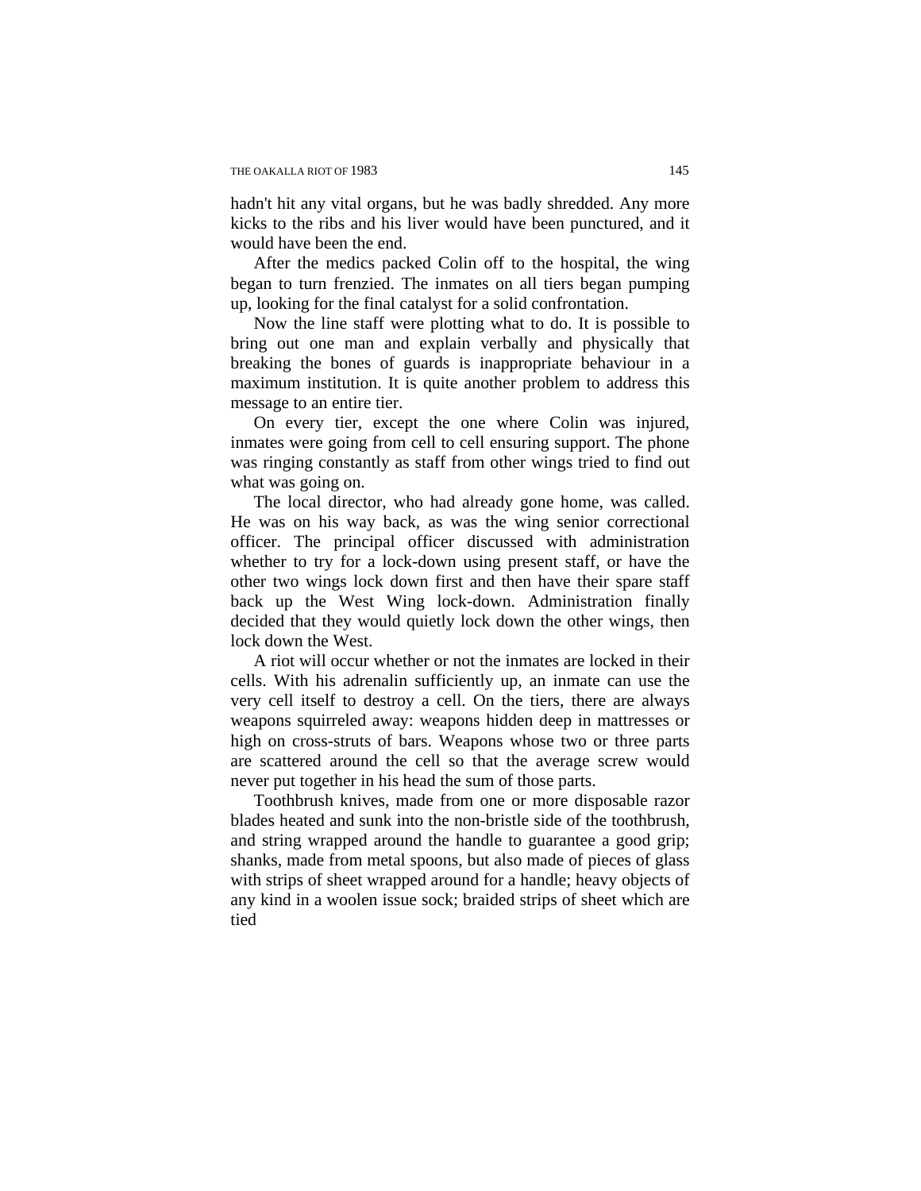hadn't hit any vital organs, but he was badly shredded. Any more kicks to the ribs and his liver would have been punctured, and it would have been the end.

After the medics packed Colin off to the hospital, the wing began to turn frenzied. The inmates on all tiers began pumping up, looking for the final catalyst for a solid confrontation.

Now the line staff were plotting what to do. It is possible to bring out one man and explain verbally and physically that breaking the bones of guards is inappropriate behaviour in a maximum institution. It is quite another problem to address this message to an entire tier.

On every tier, except the one where Colin was injured, inmates were going from cell to cell ensuring support. The phone was ringing constantly as staff from other wings tried to find out what was going on.

The local director, who had already gone home, was called. He was on his way back, as was the wing senior correctional officer. The principal officer discussed with administration whether to try for a lock-down using present staff, or have the other two wings lock down first and then have their spare staff back up the West Wing lock-down. Administration finally decided that they would quietly lock down the other wings, then lock down the West.

A riot will occur whether or not the inmates are locked in their cells. With his adrenalin sufficiently up, an inmate can use the very cell itself to destroy a cell. On the tiers, there are always weapons squirreled away: weapons hidden deep in mattresses or high on cross-struts of bars. Weapons whose two or three parts are scattered around the cell so that the average screw would never put together in his head the sum of those parts.

Toothbrush knives, made from one or more disposable razor blades heated and sunk into the non-bristle side of the toothbrush, and string wrapped around the handle to guarantee a good grip; shanks, made from metal spoons, but also made of pieces of glass with strips of sheet wrapped around for a handle; heavy objects of any kind in a woolen issue sock; braided strips of sheet which are tied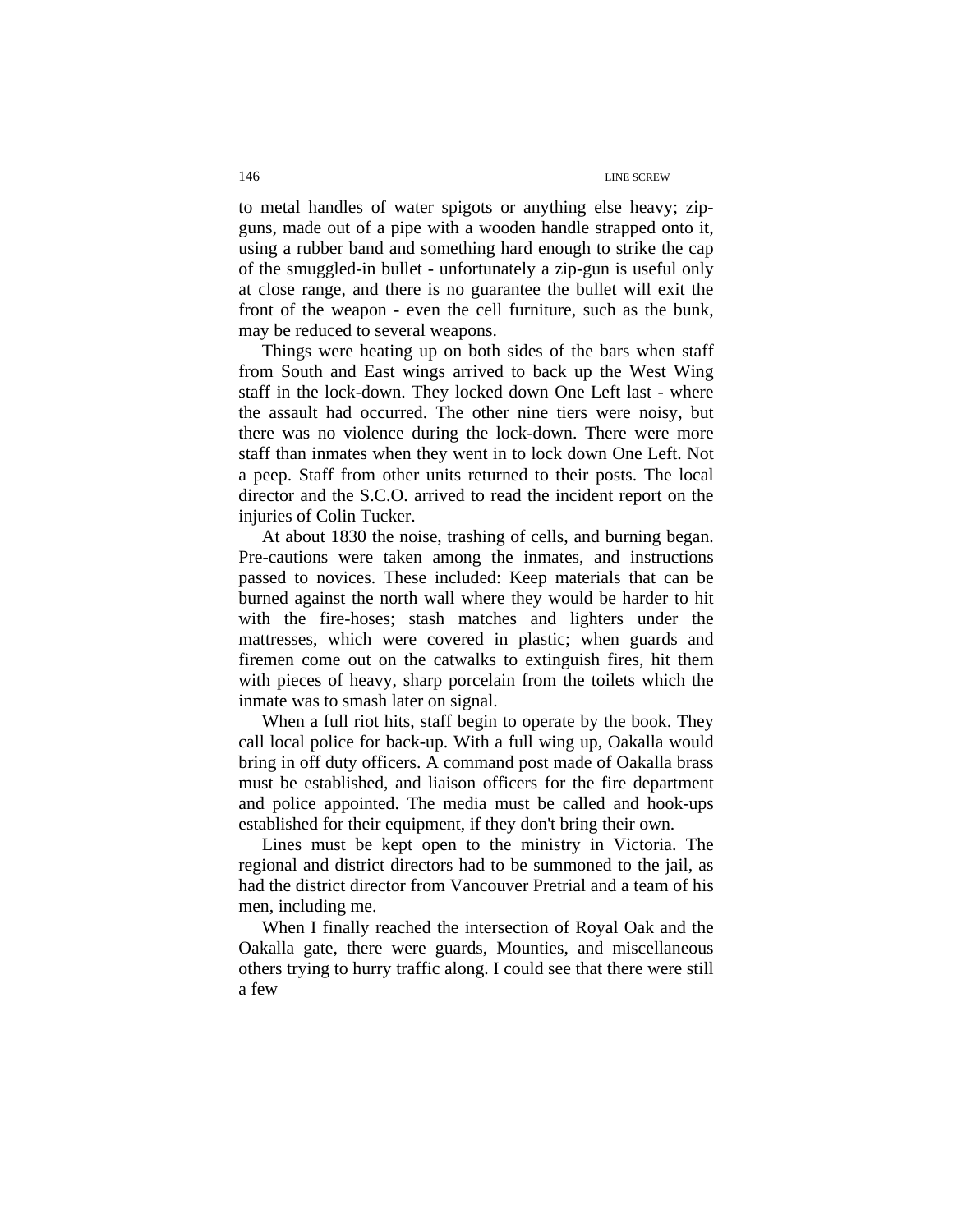to metal handles of water spigots or anything else heavy; zip-guns, made out of a pipe with a wooden handle strapped onto it, using a rubber band and something hard enough to strike the cap of the smuggled-in bullet - unfortunately a zip-gun is useful only at close range, and there is no guarantee the bullet will exit the front of the weapon - even the cell furniture, such as the bunk, may be reduced to several weapons.

Things were heating up on both sides of the bars when staff from South and East wings arrived to back up the West Wing staff in the lock-down. They locked down One Left last - where the assault had occurred. The other nine tiers were noisy, but there was no violence during the lock-down. There were more staff than inmates when they went in to lock down One Left. Not a peep. Staff from other units returned to their posts. The local director and the S.C.O. arrived to read the incident report on the injuries of Colin Tucker.

At about 1830 the noise, trashing of cells, and burning began. Pre-cautions were taken among the inmates, and instructions passed to novices. These included: Keep materials that can be burned against the north wall where they would be harder to hit with the fire-hoses; stash matches and lighters under the mattresses, which were covered in plastic; when guards and firemen come out on the catwalks to extinguish fires, hit them with pieces of heavy, sharp porcelain from the toilets which the inmate was to smash later on signal.

When a full riot hits, staff begin to operate by the book. They call local police for back-up. With a full wing up, Oakalla would bring in off duty officers. A command post made of Oakalla brass must be established, and liaison officers for the fire department and police appointed. The media must be called and hook-ups established for their equipment, if they don't bring their own.

Lines must be kept open to the ministry in Victoria. The regional and district directors had to be summoned to the jail, as had the district director from Vancouver Pretrial and a team of his men, including me.

When I finally reached the intersection of Royal Oak and the Oakalla gate, there were guards, Mounties, and miscellaneous others trying to hurry traffic along. I could see that there were still a few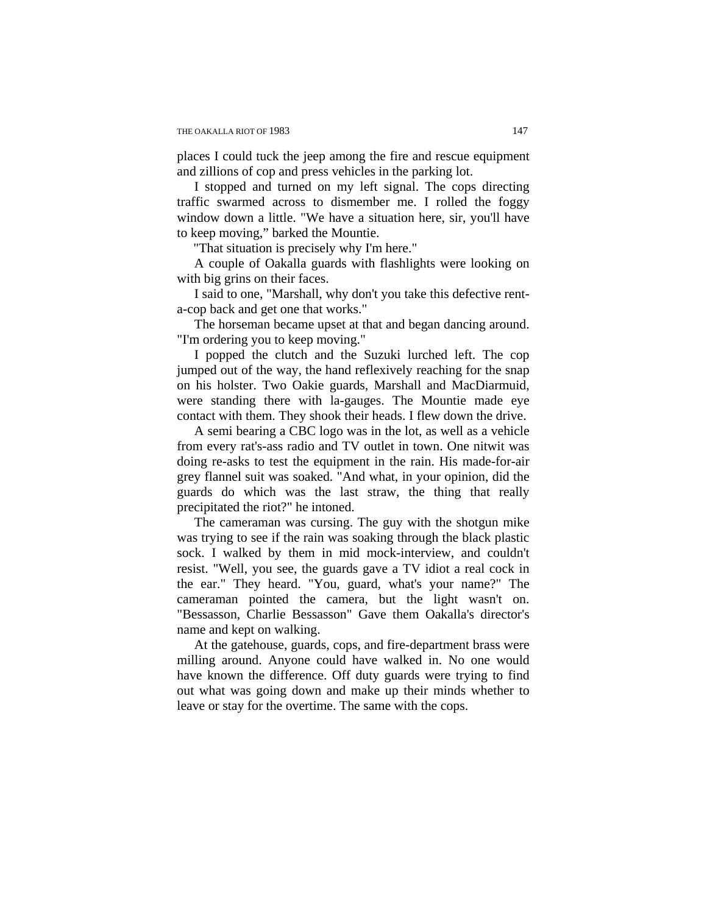places I could tuck the jeep among the fire and rescue equipment and zillions of cop and press vehicles in the parking lot.

I stopped and turned on my left signal. The cops directing traffic swarmed across to dismember me. I rolled the foggy window down a little. "We have a situation here, sir, you'll have to keep moving," barked the Mountie.

"That situation is precisely why I'm here."

A couple of Oakalla guards with flashlights were looking on with big grins on their faces.

I said to one, "Marshall, why don't you take this defective rent-a-cop back and get one that works."

The horseman became upset at that and began dancing around. "I'm ordering you to keep moving."

I popped the clutch and the Suzuki lurched left. The cop jumped out of the way, the hand reflexively reaching for the snap on his holster. Two Oakie guards, Marshall and MacDiarmuid, were standing there with la-gauges. The Mountie made eye contact with them. They shook their heads. I flew down the drive.

A semi bearing a CBC logo was in the lot, as well as a vehicle from every rat's-ass radio and TV outlet in town. One nitwit was doing re-asks to test the equipment in the rain. His made-for-air grey flannel suit was soaked. "And what, in your opinion, did the guards do which was the last straw, the thing that really precipitated the riot?" he intoned.

The cameraman was cursing. The guy with the shotgun mike was trying to see if the rain was soaking through the black plastic sock. I walked by them in mid mock-interview, and couldn't resist. "Well, you see, the guards gave a TV idiot a real cock in the ear." They heard. "You, guard, what's your name?" The cameraman pointed the camera, but the light wasn't on. "Bessasson, Charlie Bessasson" Gave them Oakalla's director's name and kept on walking.

At the gatehouse, guards, cops, and fire-department brass were milling around. Anyone could have walked in. No one would have known the difference. Off duty guards were trying to find out what was going down and make up their minds whether to leave or stay for the overtime. The same with the cops.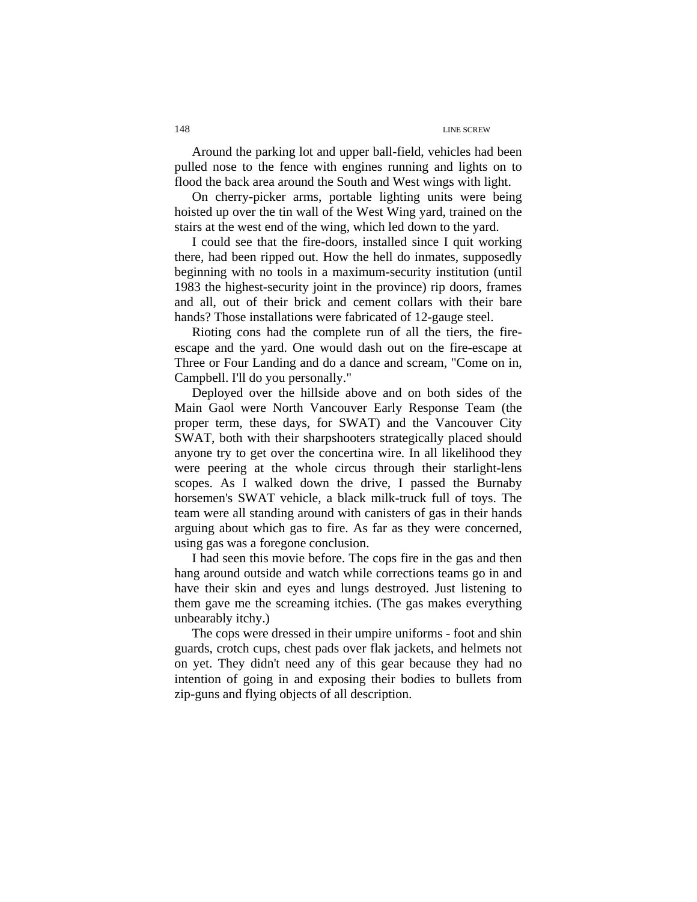Around the parking lot and upper ball-field, vehicles had been pulled nose to the fence with engines running and lights on to flood the back area around the South and West wings with light.

On cherry-picker arms, portable lighting units were being hoisted up over the tin wall of the West Wing yard, trained on the stairs at the west end of the wing, which led down to the yard.

I could see that the fire-doors, installed since I quit working there, had been ripped out. How the hell do inmates, supposedly beginning with no tools in a maximum-security institution (until 1983 the highest-security joint in the province) rip doors, frames and all, out of their brick and cement collars with their bare hands? Those installations were fabricated of 12-gauge steel.

Rioting cons had the complete run of all the tiers, the fire-escape and the yard. One would dash out on the fire-escape at Three or Four Landing and do a dance and scream, "Come on in, Campbell. I'll do you personally."

Deployed over the hillside above and on both sides of the Main Gaol were North Vancouver Early Response Team (the proper term, these days, for SWAT) and the Vancouver City SWAT, both with their sharpshooters strategically placed should anyone try to get over the concertina wire. In all likelihood they were peering at the whole circus through their starlight-lens scopes. As I walked down the drive, I passed the Burnaby horsemen's SWAT vehicle, a black milk-truck full of toys. The team were all standing around with canisters of gas in their hands arguing about which gas to fire. As far as they were concerned, using gas was a foregone conclusion.

I had seen this movie before. The cops fire in the gas and then hang around outside and watch while corrections teams go in and have their skin and eyes and lungs destroyed. Just listening to them gave me the screaming itchies. (The gas makes everything unbearably itchy.)

The cops were dressed in their umpire uniforms - foot and shin guards, crotch cups, chest pads over flak jackets, and helmets not on yet. They didn't need any of this gear because they had no intention of going in and exposing their bodies to bullets from zip-guns and flying objects of all description.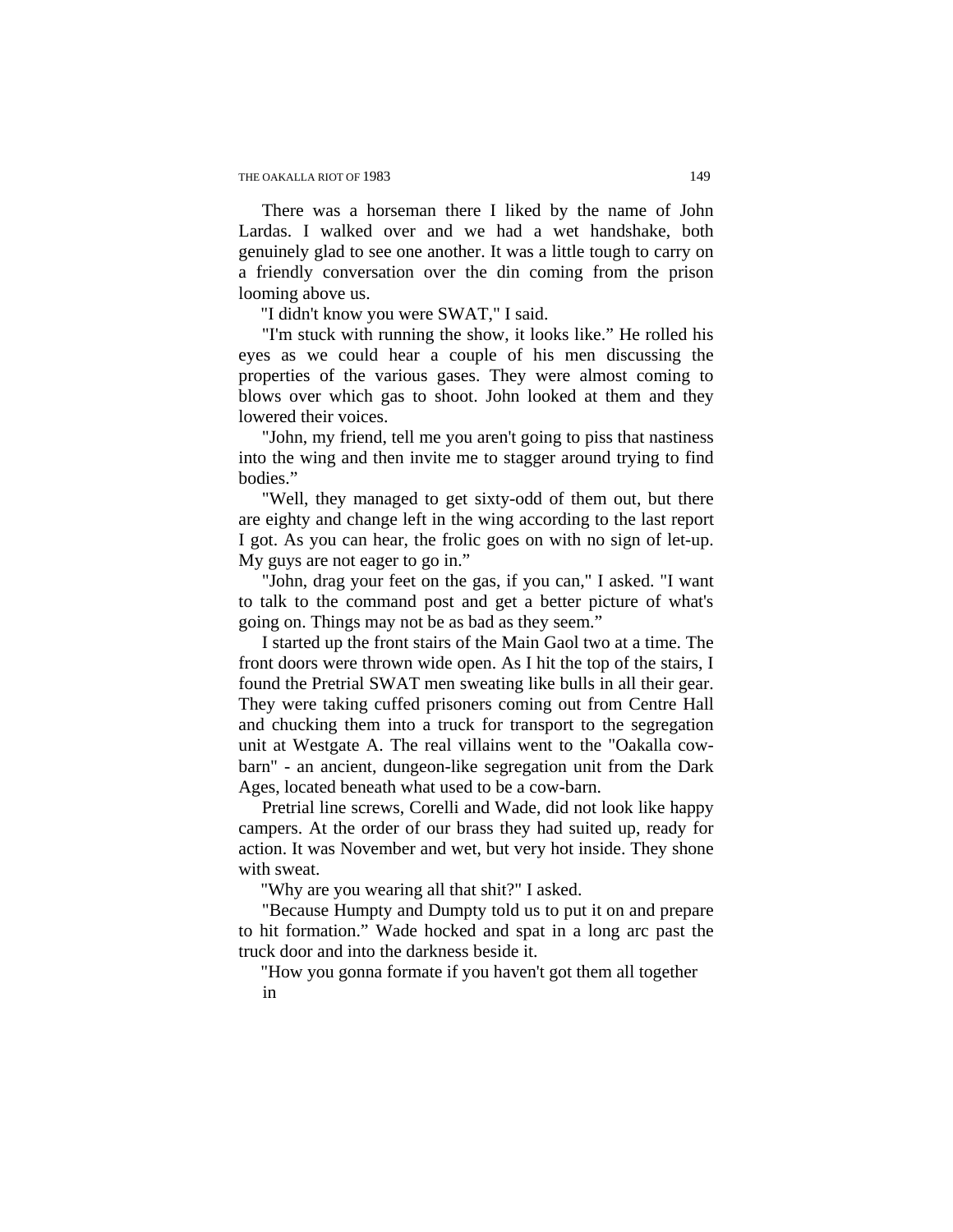There was a horseman there I liked by the name of John Lardas. I walked over and we had a wet handshake, both genuinely glad to see one another. It was a little tough to carry on a friendly conversation over the din coming from the prison looming above us.

"I didn't know you were SWAT," I said.

"I'm stuck with running the show, it looks like." He rolled his eyes as we could hear a couple of his men discussing the properties of the various gases. They were almost coming to blows over which gas to shoot. John looked at them and they lowered their voices.

"John, my friend, tell me you aren't going to piss that nastiness into the wing and then invite me to stagger around trying to find bodies."

"Well, they managed to get sixty-odd of them out, but there are eighty and change left in the wing according to the last report I got. As you can hear, the frolic goes on with no sign of let-up. My guys are not eager to go in."

"John, drag your feet on the gas, if you can," I asked. "I want to talk to the command post and get a better picture of what's going on. Things may not be as bad as they seem."

I started up the front stairs of the Main Gaol two at a time. The front doors were thrown wide open. As I hit the top of the stairs, I found the Pretrial SWAT men sweating like bulls in all their gear. They were taking cuffed prisoners coming out from Centre Hall and chucking them into a truck for transport to the segregation unit at Westgate A. The real villains went to the "Oakalla cow-barn" - an ancient, dungeon-like segregation unit from the Dark Ages, located beneath what used to be a cow-barn.

Pretrial line screws, Corelli and Wade, did not look like happy campers. At the order of our brass they had suited up, ready for action. It was November and wet, but very hot inside. They shone with sweat.

"Why are you wearing all that shit?" I asked.

"Because Humpty and Dumpty told us to put it on and prepare to hit formation." Wade hocked and spat in a long arc past the truck door and into the darkness beside it.

"How you gonna formate if you haven't got them all together in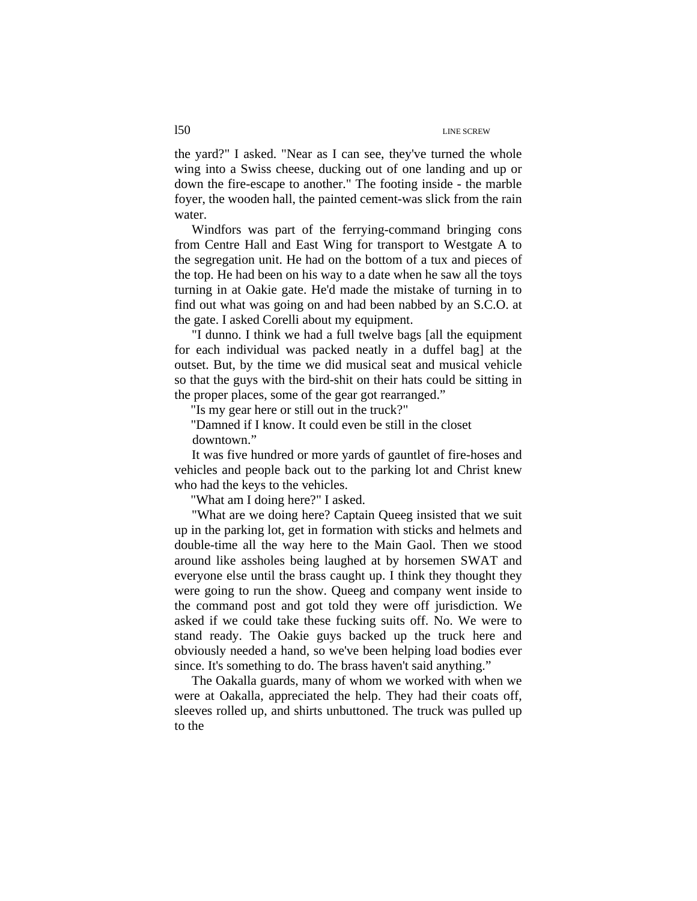the yard?" I asked. "Near as I can see, they've turned the whole wing into a Swiss cheese, ducking out of one landing and up or down the fire-escape to another." The footing inside - the marble foyer, the wooden hall, the painted cement-was slick from the rain water.

Windfors was part of the ferrying-command bringing cons from Centre Hall and East Wing for transport to Westgate A to the segregation unit. He had on the bottom of a tux and pieces of the top. He had been on his way to a date when he saw all the toys turning in at Oakie gate. He'd made the mistake of turning in to find out what was going on and had been nabbed by an S.C.O. at the gate. I asked Corelli about my equipment.

"I dunno. I think we had a full twelve bags [all the equipment for each individual was packed neatly in a duffel bag] at the outset. But, by the time we did musical seat and musical vehicle so that the guys with the bird-shit on their hats could be sitting in the proper places, some of the gear got rearranged."

"Is my gear here or still out in the truck?"

"Damned if I know. It could even be still in the closet downtown."

It was five hundred or more yards of gauntlet of fire-hoses and vehicles and people back out to the parking lot and Christ knew who had the keys to the vehicles.

"What am I doing here?" I asked.

"What are we doing here? Captain Queeg insisted that we suit up in the parking lot, get in formation with sticks and helmets and double-time all the way here to the Main Gaol. Then we stood around like assholes being laughed at by horsemen SWAT and everyone else until the brass caught up. I think they thought they were going to run the show. Queeg and company went inside to the command post and got told they were off jurisdiction. We asked if we could take these fucking suits off. No. We were to stand ready. The Oakie guys backed up the truck here and obviously needed a hand, so we've been helping load bodies ever since. It's something to do. The brass haven't said anything."

The Oakalla guards, many of whom we worked with when we were at Oakalla, appreciated the help. They had their coats off, sleeves rolled up, and shirts unbuttoned. The truck was pulled up to the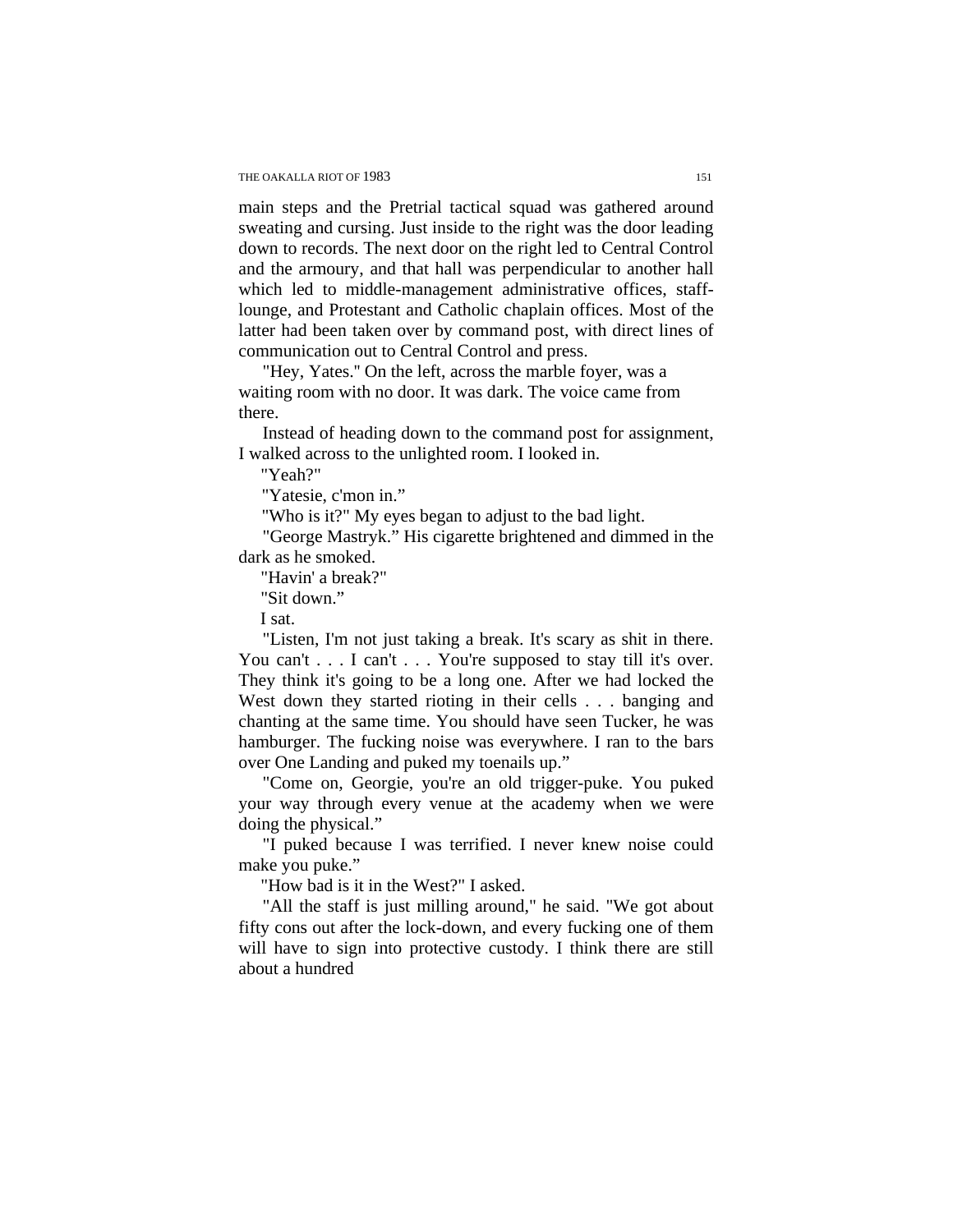main steps and the Pretrial tactical squad was gathered around sweating and cursing. Just inside to the right was the door leading down to records. The next door on the right led to Central Control and the armoury, and that hall was perpendicular to another hall which led to middle-management administrative offices, staff-lounge, and Protestant and Catholic chaplain offices. Most of the latter had been taken over by command post, with direct lines of communication out to Central Control and press.

"Hey, Yates." On the left, across the marble foyer, was a waiting room with no door. It was dark. The voice came from there.

Instead of heading down to the command post for assignment, I walked across to the unlighted room. I looked in.

"Yeah?"

"Yatesie, c'mon in."

"Who is it?" My eyes began to adjust to the bad light.

"George Mastryk." His cigarette brightened and dimmed in the dark as he smoked.

"Havin' a break?"

"Sit down."

I sat.

"Listen, I'm not just taking a break. It's scary as shit in there. You can't . . . I can't . . . You're supposed to stay till it's over. They think it's going to be a long one. After we had locked the West down they started rioting in their cells . . . banging and chanting at the same time. You should have seen Tucker, he was hamburger. The fucking noise was everywhere. I ran to the bars over One Landing and puked my toenails up."

"Come on, Georgie, you're an old trigger-puke. You puked your way through every venue at the academy when we were doing the physical."

"I puked because I was terrified. I never knew noise could make you puke."

"How bad is it in the West?" I asked.

"All the staff is just milling around," he said. "We got about fifty cons out after the lock-down, and every fucking one of them will have to sign into protective custody. I think there are still about a hundred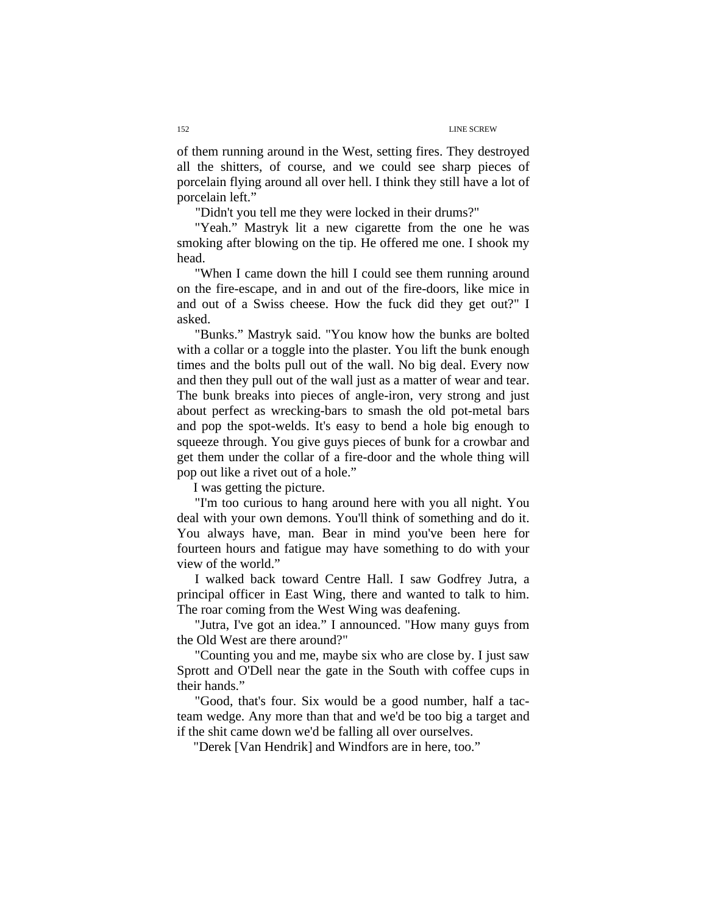of them running around in the West, setting fires. They destroyed all the shitters, of course, and we could see sharp pieces of porcelain flying around all over hell. I think they still have a lot of porcelain left."

"Didn't you tell me they were locked in their drums?"

"Yeah." Mastryk lit a new cigarette from the one he was smoking after blowing on the tip. He offered me one. I shook my head.

"When I came down the hill I could see them running around on the fire-escape, and in and out of the fire-doors, like mice in and out of a Swiss cheese. How the fuck did they get out?" I asked.

"Bunks." Mastryk said. "You know how the bunks are bolted with a collar or a toggle into the plaster. You lift the bunk enough times and the bolts pull out of the wall. No big deal. Every now and then they pull out of the wall just as a matter of wear and tear. The bunk breaks into pieces of angle-iron, very strong and just about perfect as wrecking-bars to smash the old pot-metal bars and pop the spot-welds. It's easy to bend a hole big enough to squeeze through. You give guys pieces of bunk for a crowbar and get them under the collar of a fire-door and the whole thing will pop out like a rivet out of a hole."

I was getting the picture.

"I'm too curious to hang around here with you all night. You deal with your own demons. You'll think of something and do it. You always have, man. Bear in mind you've been here for fourteen hours and fatigue may have something to do with your view of the world."

I walked back toward Centre Hall. I saw Godfrey Jutra, a principal officer in East Wing, there and wanted to talk to him. The roar coming from the West Wing was deafening.

"Jutra, I've got an idea." I announced. "How many guys from the Old West are there around?"

"Counting you and me, maybe six who are close by. I just saw Sprott and O'Dell near the gate in the South with coffee cups in their hands."

"Good, that's four. Six would be a good number, half a tac-team wedge. Any more than that and we'd be too big a target and if the shit came down we'd be falling all over ourselves.

"Derek [Van Hendrik] and Windfors are in here, too."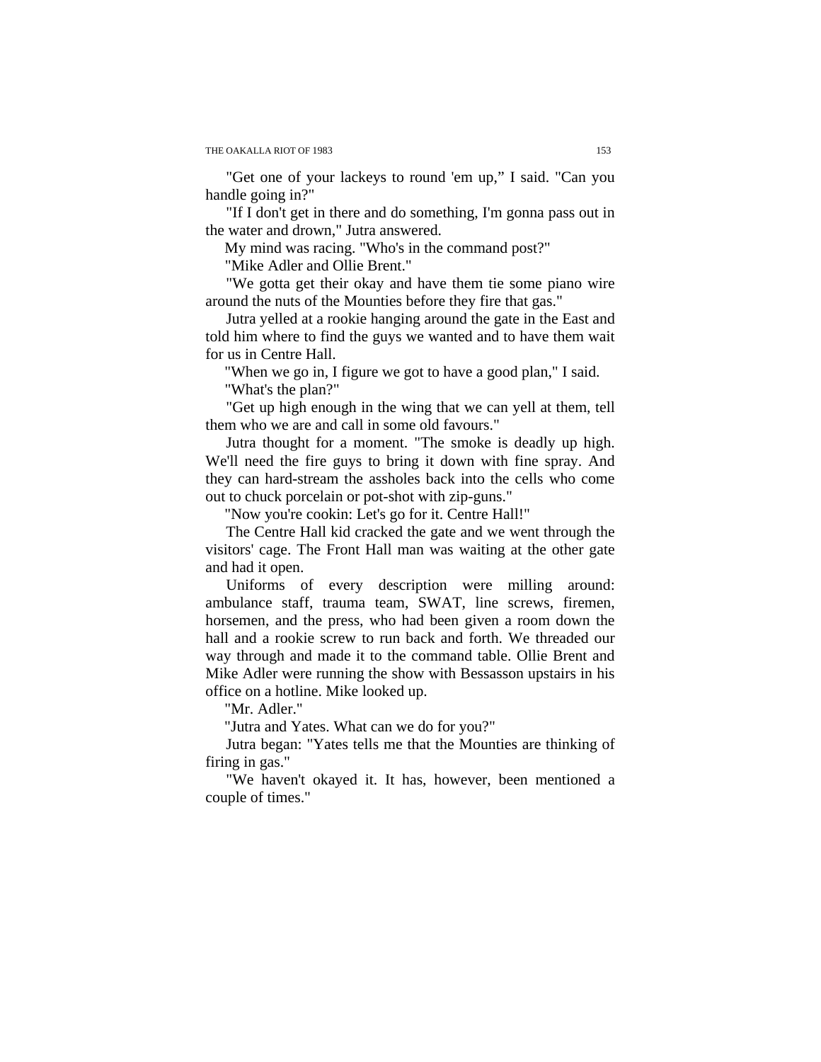"Get one of your lackeys to round 'em up," I said. "Can you handle going in?"

"If I don't get in there and do something, I'm gonna pass out in the water and drown," Jutra answered.

My mind was racing. "Who's in the command post?"

"Mike Adler and Ollie Brent."

"We gotta get their okay and have them tie some piano wire around the nuts of the Mounties before they fire that gas."

Jutra yelled at a rookie hanging around the gate in the East and told him where to find the guys we wanted and to have them wait for us in Centre Hall.

"When we go in, I figure we got to have a good plan," I said.

"What's the plan?"

"Get up high enough in the wing that we can yell at them, tell them who we are and call in some old favours."

Jutra thought for a moment. "The smoke is deadly up high. We'll need the fire guys to bring it down with fine spray. And they can hard-stream the assholes back into the cells who come out to chuck porcelain or pot-shot with zip-guns."

"Now you're cookin: Let's go for it. Centre Hall!"

The Centre Hall kid cracked the gate and we went through the visitors' cage. The Front Hall man was waiting at the other gate and had it open.

Uniforms of every description were milling around: ambulance staff, trauma team, SWAT, line screws, firemen, horsemen, and the press, who had been given a room down the hall and a rookie screw to run back and forth. We threaded our way through and made it to the command table. Ollie Brent and Mike Adler were running the show with Bessasson upstairs in his office on a hotline. Mike looked up.

"Mr. Adler."

"Jutra and Yates. What can we do for you?"

Jutra began: "Yates tells me that the Mounties are thinking of firing in gas."

"We haven't okayed it. It has, however, been mentioned a couple of times."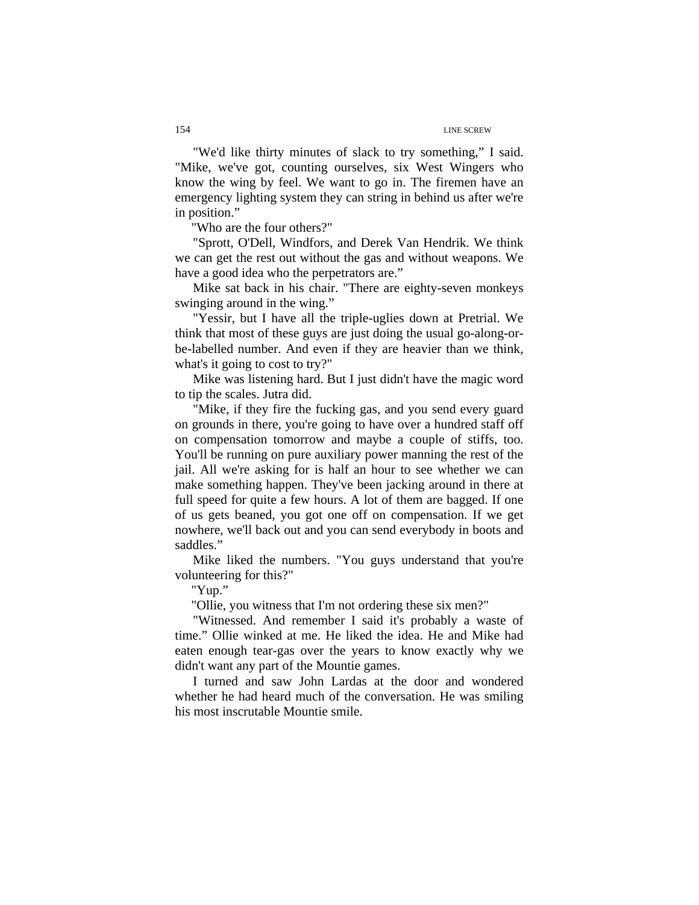"We'd like thirty minutes of slack to try something," I said. "Mike, we've got, counting ourselves, six West Wingers who know the wing by feel. We want to go in. The firemen have an emergency lighting system they can string in behind us after we're in position."

"Who are the four others?"

"Sprott, O'Dell, Windfors, and Derek Van Hendrik. We think we can get the rest out without the gas and without weapons. We have a good idea who the perpetrators are."

Mike sat back in his chair. "There are eighty-seven monkeys swinging around in the wing."

"Yessir, but I have all the triple-uglies down at Pretrial. We think that most of these guys are just doing the usual go-along-or-be-labelled number. And even if they are heavier than we think, what's it going to cost to try?"

Mike was listening hard. But I just didn't have the magic word to tip the scales. Jutra did.

"Mike, if they fire the fucking gas, and you send every guard on grounds in there, you're going to have over a hundred staff off on compensation tomorrow and maybe a couple of stiffs, too. You'll be running on pure auxiliary power manning the rest of the jail. All we're asking for is half an hour to see whether we can make something happen. They've been jacking around in there at full speed for quite a few hours. A lot of them are bagged. If one of us gets beaned, you got one off on compensation. If we get nowhere, we'll back out and you can send everybody in boots and saddles."

Mike liked the numbers. "You guys understand that you're volunteering for this?"

"Yup."

"Ollie, you witness that I'm not ordering these six men?"

"Witnessed. And remember I said it's probably a waste of time." Ollie winked at me. He liked the idea. He and Mike had eaten enough tear-gas over the years to know exactly why we didn't want any part of the Mountie games.

I turned and saw John Lardas at the door and wondered whether he had heard much of the conversation. He was smiling his most inscrutable Mountie smile.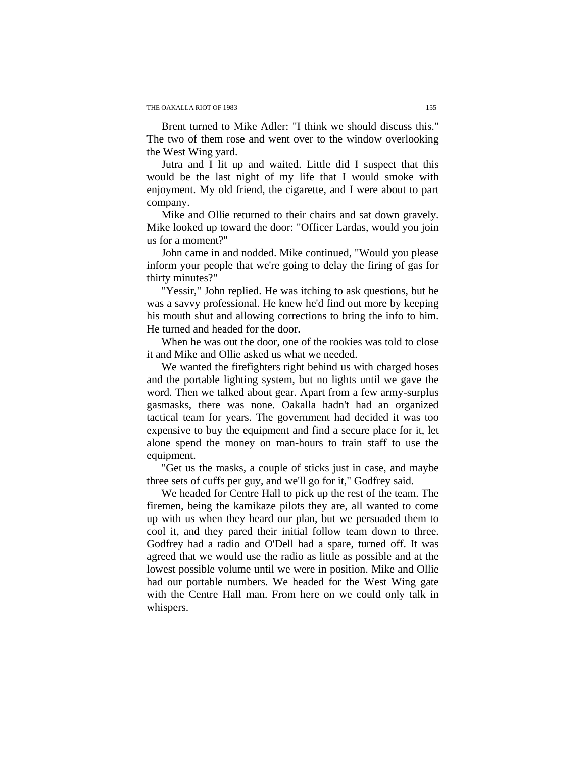Brent turned to Mike Adler: "I think we should discuss this." The two of them rose and went over to the window overlooking the West Wing yard.

Jutra and I lit up and waited. Little did I suspect that this would be the last night of my life that I would smoke with enjoyment. My old friend, the cigarette, and I were about to part company.

Mike and Ollie returned to their chairs and sat down gravely. Mike looked up toward the door: "Officer Lardas, would you join us for a moment?"

John came in and nodded. Mike continued, "Would you please inform your people that we're going to delay the firing of gas for thirty minutes?"

"Yessir," John replied. He was itching to ask questions, but he was a savvy professional. He knew he'd find out more by keeping his mouth shut and allowing corrections to bring the info to him. He turned and headed for the door.

When he was out the door, one of the rookies was told to close it and Mike and Ollie asked us what we needed.

We wanted the firefighters right behind us with charged hoses and the portable lighting system, but no lights until we gave the word. Then we talked about gear. Apart from a few army-surplus gasmasks, there was none. Oakalla hadn't had an organized tactical team for years. The government had decided it was too expensive to buy the equipment and find a secure place for it, let alone spend the money on man-hours to train staff to use the equipment.

"Get us the masks, a couple of sticks just in case, and maybe three sets of cuffs per guy, and we'll go for it," Godfrey said.

We headed for Centre Hall to pick up the rest of the team. The firemen, being the kamikaze pilots they are, all wanted to come up with us when they heard our plan, but we persuaded them to cool it, and they pared their initial follow team down to three. Godfrey had a radio and O'Dell had a spare, turned off. It was agreed that we would use the radio as little as possible and at the lowest possible volume until we were in position. Mike and Ollie had our portable numbers. We headed for the West Wing gate with the Centre Hall man. From here on we could only talk in whispers.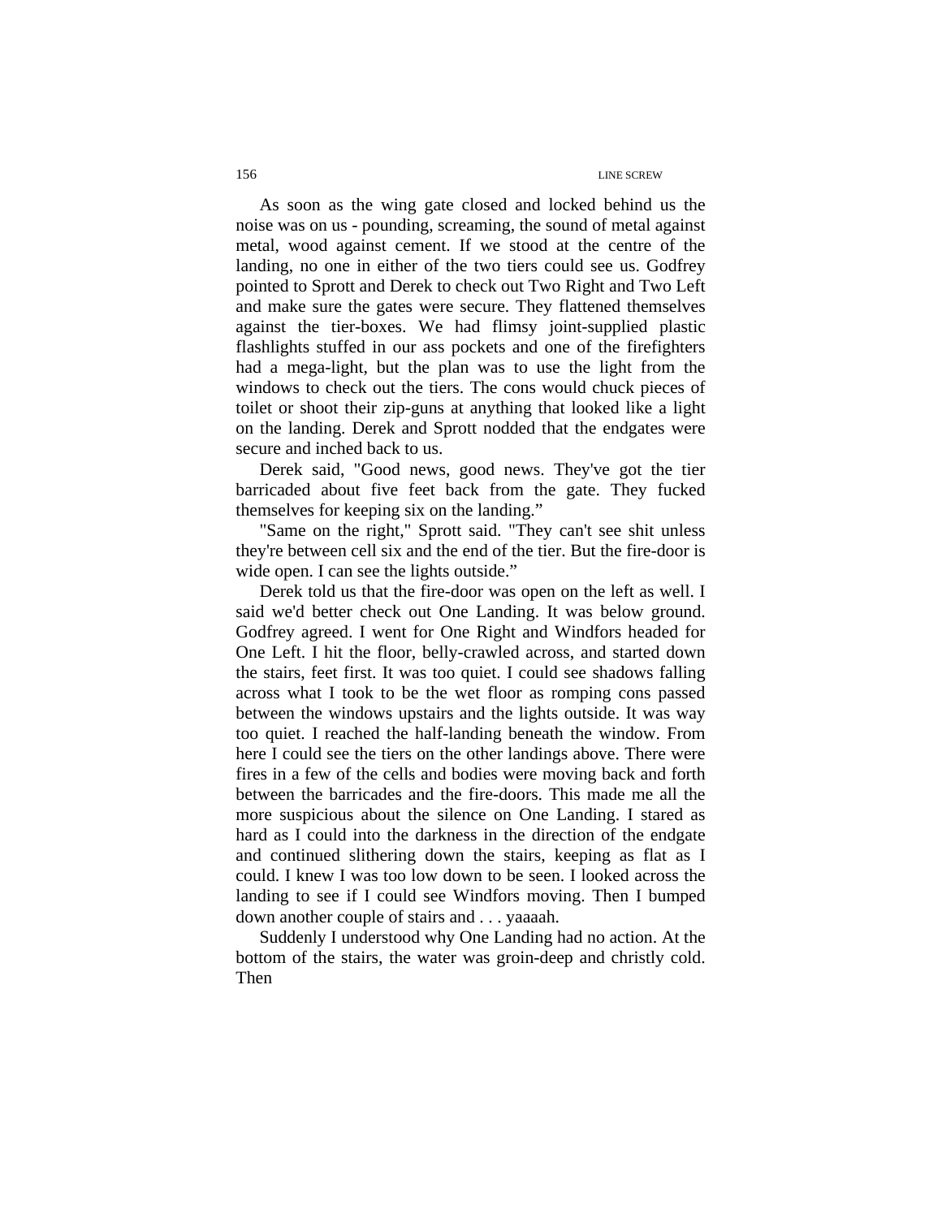As soon as the wing gate closed and locked behind us the noise was on us - pounding, screaming, the sound of metal against metal, wood against cement. If we stood at the centre of the landing, no one in either of the two tiers could see us. Godfrey pointed to Sprott and Derek to check out Two Right and Two Left and make sure the gates were secure. They flattened themselves against the tier-boxes. We had flimsy joint-supplied plastic flashlights stuffed in our ass pockets and one of the firefighters had a mega-light, but the plan was to use the light from the windows to check out the tiers. The cons would chuck pieces of toilet or shoot their zip-guns at anything that looked like a light on the landing. Derek and Sprott nodded that the endgates were secure and inched back to us.

Derek said, "Good news, good news. They've got the tier barricaded about five feet back from the gate. They fucked themselves for keeping six on the landing."

"Same on the right," Sprott said. "They can't see shit unless they're between cell six and the end of the tier. But the fire-door is wide open. I can see the lights outside."

Derek told us that the fire-door was open on the left as well. I said we'd better check out One Landing. It was below ground. Godfrey agreed. I went for One Right and Windfors headed for One Left. I hit the floor, belly-crawled across, and started down the stairs, feet first. It was too quiet. I could see shadows falling across what I took to be the wet floor as romping cons passed between the windows upstairs and the lights outside. It was way too quiet. I reached the half-landing beneath the window. From here I could see the tiers on the other landings above. There were fires in a few of the cells and bodies were moving back and forth between the barricades and the fire-doors. This made me all the more suspicious about the silence on One Landing. I stared as hard as I could into the darkness in the direction of the endgate and continued slithering down the stairs, keeping as flat as I could. I knew I was too low down to be seen. I looked across the landing to see if I could see Windfors moving. Then I bumped down another couple of stairs and . . . yaaaah.

Suddenly I understood why One Landing had no action. At the bottom of the stairs, the water was groin-deep and christly cold. Then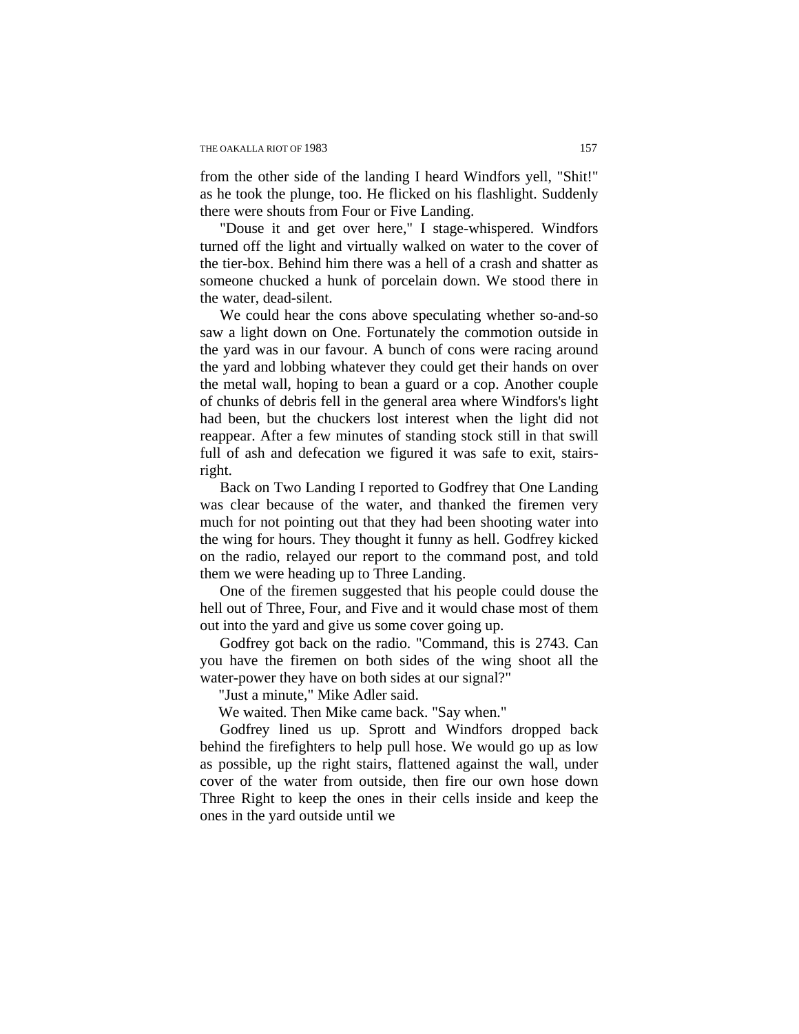from the other side of the landing I heard Windfors yell, "Shit!" as he took the plunge, too. He flicked on his flashlight. Suddenly there were shouts from Four or Five Landing.

"Douse it and get over here," I stage-whispered. Windfors turned off the light and virtually walked on water to the cover of the tier-box. Behind him there was a hell of a crash and shatter as someone chucked a hunk of porcelain down. We stood there in the water, dead-silent.

We could hear the cons above speculating whether so-and-so saw a light down on One. Fortunately the commotion outside in the yard was in our favour. A bunch of cons were racing around the yard and lobbing whatever they could get their hands on over the metal wall, hoping to bean a guard or a cop. Another couple of chunks of debris fell in the general area where Windfors's light had been, but the chuckers lost interest when the light did not reappear. After a few minutes of standing stock still in that swill full of ash and defecation we figured it was safe to exit, stairs-right.

Back on Two Landing I reported to Godfrey that One Landing was clear because of the water, and thanked the firemen very much for not pointing out that they had been shooting water into the wing for hours. They thought it funny as hell. Godfrey kicked on the radio, relayed our report to the command post, and told them we were heading up to Three Landing.

One of the firemen suggested that his people could douse the hell out of Three, Four, and Five and it would chase most of them out into the yard and give us some cover going up.

Godfrey got back on the radio. "Command, this is 2743. Can you have the firemen on both sides of the wing shoot all the water-power they have on both sides at our signal?"

"Just a minute," Mike Adler said.

We waited. Then Mike came back. "Say when."

Godfrey lined us up. Sprott and Windfors dropped back behind the firefighters to help pull hose. We would go up as low as possible, up the right stairs, flattened against the wall, under cover of the water from outside, then fire our own hose down Three Right to keep the ones in their cells inside and keep the ones in the yard outside until we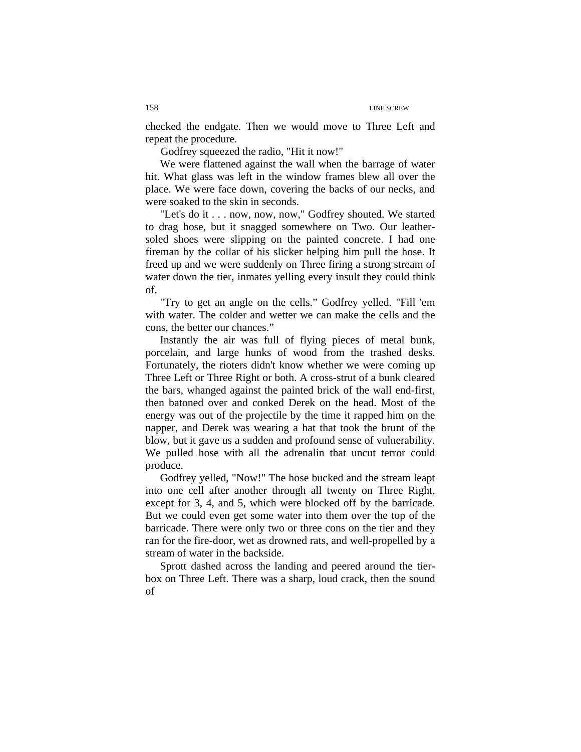checked the endgate. Then we would move to Three Left and repeat the procedure.

Godfrey squeezed the radio, "Hit it now!"

We were flattened against the wall when the barrage of water hit. What glass was left in the window frames blew all over the place. We were face down, covering the backs of our necks, and were soaked to the skin in seconds.

"Let's do it . . . now, now, now," Godfrey shouted. We started to drag hose, but it snagged somewhere on Two. Our leather-soled shoes were slipping on the painted concrete. I had one fireman by the collar of his slicker helping him pull the hose. It freed up and we were suddenly on Three firing a strong stream of water down the tier, inmates yelling every insult they could think of.

"Try to get an angle on the cells." Godfrey yelled. "Fill 'em with water. The colder and wetter we can make the cells and the cons, the better our chances."

Instantly the air was full of flying pieces of metal bunk, porcelain, and large hunks of wood from the trashed desks. Fortunately, the rioters didn't know whether we were coming up Three Left or Three Right or both. A cross-strut of a bunk cleared the bars, whanged against the painted brick of the wall end-first, then batoned over and conked Derek on the head. Most of the energy was out of the projectile by the time it rapped him on the napper, and Derek was wearing a hat that took the brunt of the blow, but it gave us a sudden and profound sense of vulnerability. We pulled hose with all the adrenalin that uncut terror could produce.

Godfrey yelled, "Now!" The hose bucked and the stream leapt into one cell after another through all twenty on Three Right, except for 3, 4, and 5, which were blocked off by the barricade. But we could even get some water into them over the top of the barricade. There were only two or three cons on the tier and they ran for the fire-door, wet as drowned rats, and well-propelled by a stream of water in the backside.

Sprott dashed across the landing and peered around the tier-box on Three Left. There was a sharp, loud crack, then the sound of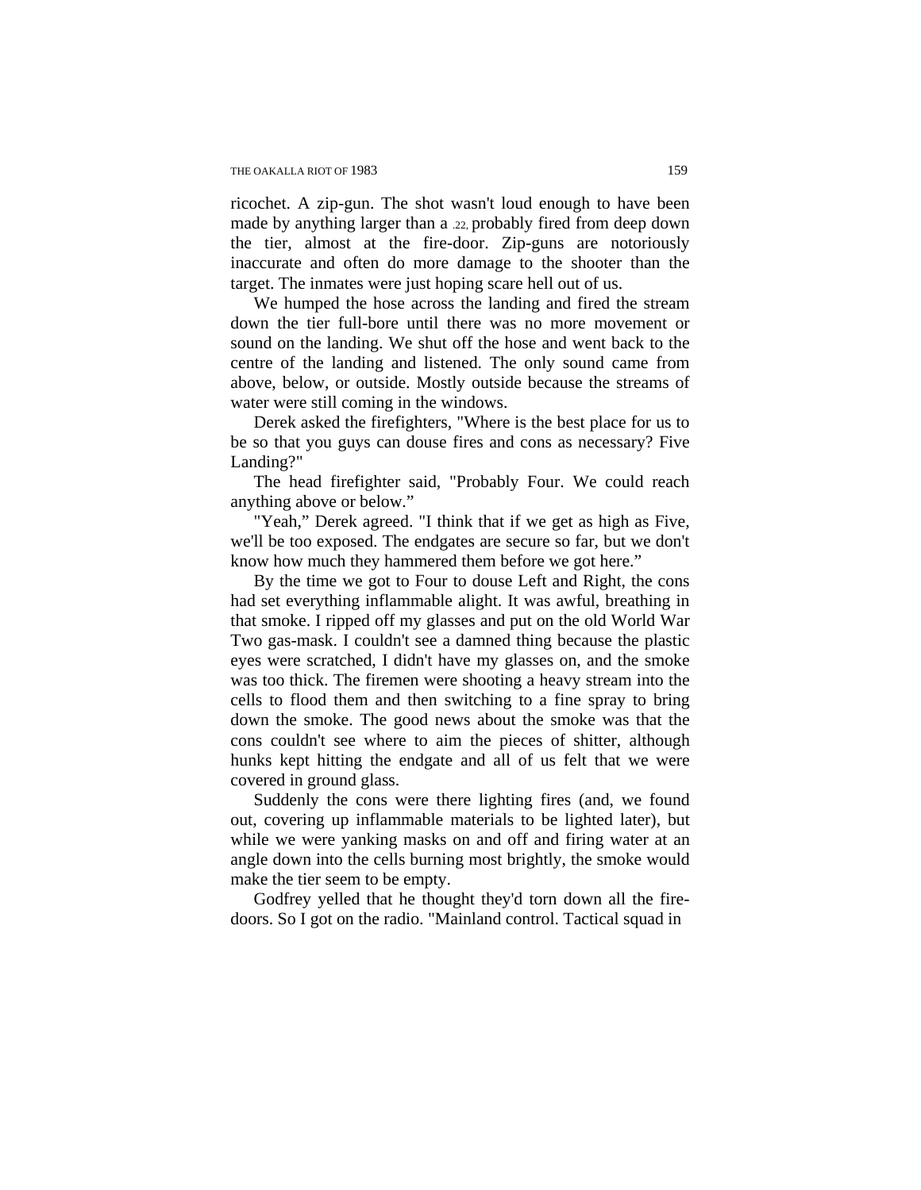ricochet. A zip-gun. The shot wasn't loud enough to have been made by anything larger than a .22, probably fired from deep down the tier, almost at the fire-door. Zip-guns are notoriously inaccurate and often do more damage to the shooter than the target. The inmates were just hoping scare hell out of us.

We humped the hose across the landing and fired the stream down the tier full-bore until there was no more movement or sound on the landing. We shut off the hose and went back to the centre of the landing and listened. The only sound came from above, below, or outside. Mostly outside because the streams of water were still coming in the windows.

Derek asked the firefighters, "Where is the best place for us to be so that you guys can douse fires and cons as necessary? Five Landing?"

The head firefighter said, "Probably Four. We could reach anything above or below."

"Yeah," Derek agreed. "I think that if we get as high as Five, we'll be too exposed. The endgates are secure so far, but we don't know how much they hammered them before we got here."

By the time we got to Four to douse Left and Right, the cons had set everything inflammable alight. It was awful, breathing in that smoke. I ripped off my glasses and put on the old World War Two gas-mask. I couldn't see a damned thing because the plastic eyes were scratched, I didn't have my glasses on, and the smoke was too thick. The firemen were shooting a heavy stream into the cells to flood them and then switching to a fine spray to bring down the smoke. The good news about the smoke was that the cons couldn't see where to aim the pieces of shitter, although hunks kept hitting the endgate and all of us felt that we were covered in ground glass.

Suddenly the cons were there lighting fires (and, we found out, covering up inflammable materials to be lighted later), but while we were yanking masks on and off and firing water at an angle down into the cells burning most brightly, the smoke would make the tier seem to be empty.

Godfrey yelled that he thought they'd torn down all the fire-doors. So I got on the radio. "Mainland control. Tactical squad in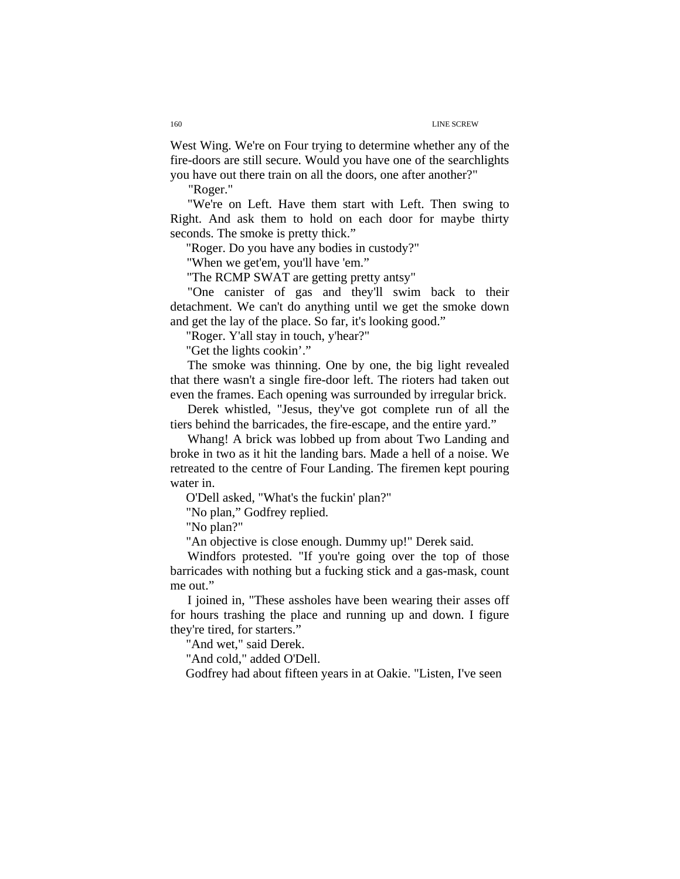West Wing. We're on Four trying to determine whether any of the fire-doors are still secure. Would you have one of the searchlights you have out there train on all the doors, one after another?"

"Roger."

"We're on Left. Have them start with Left. Then swing to Right. And ask them to hold on each door for maybe thirty seconds. The smoke is pretty thick."

"Roger. Do you have any bodies in custody?"

"When we get'em, you'll have 'em."

"The RCMP SWAT are getting pretty antsy"

"One canister of gas and they'll swim back to their detachment. We can't do anything until we get the smoke down and get the lay of the place. So far, it's looking good."

"Roger. Y'all stay in touch, y'hear?"

"Get the lights cookin'."

The smoke was thinning. One by one, the big light revealed that there wasn't a single fire-door left. The rioters had taken out even the frames. Each opening was surrounded by irregular brick.

Derek whistled, "Jesus, they've got complete run of all the tiers behind the barricades, the fire-escape, and the entire yard."

Whang! A brick was lobbed up from about Two Landing and broke in two as it hit the landing bars. Made a hell of a noise. We retreated to the centre of Four Landing. The firemen kept pouring water in.

O'Dell asked, "What's the fuckin' plan?"

"No plan," Godfrey replied.

"No plan?"

"An objective is close enough. Dummy up!" Derek said.

Windfors protested. "If you're going over the top of those barricades with nothing but a fucking stick and a gas-mask, count me out."

I joined in, "These assholes have been wearing their asses off for hours trashing the place and running up and down. I figure they're tired, for starters."

"And wet," said Derek.

"And cold," added O'Dell.

Godfrey had about fifteen years in at Oakie. "Listen, I've seen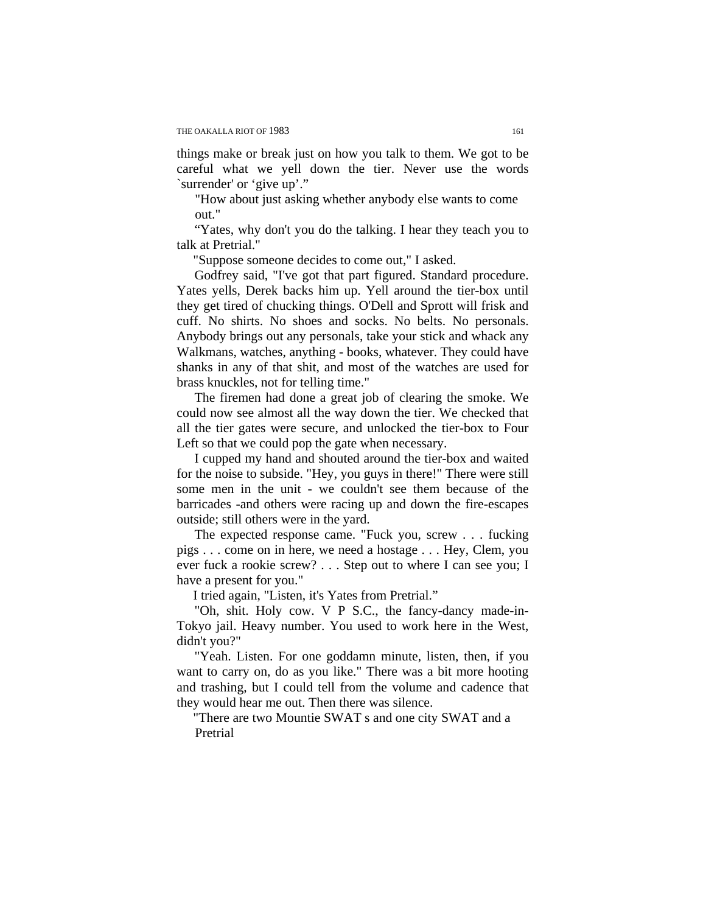things make or break just on how you talk to them. We got to be careful what we yell down the tier. Never use the words `surrender' or 'give up'."

"How about just asking whether anybody else wants to come out."

"Yates, why don't you do the talking. I hear they teach you to talk at Pretrial."

"Suppose someone decides to come out," I asked.

Godfrey said, "I've got that part figured. Standard procedure. Yates yells, Derek backs him up. Yell around the tier-box until they get tired of chucking things. O'Dell and Sprott will frisk and cuff. No shirts. No shoes and socks. No belts. No personals. Anybody brings out any personals, take your stick and whack any Walkmans, watches, anything - books, whatever. They could have shanks in any of that shit, and most of the watches are used for brass knuckles, not for telling time."

The firemen had done a great job of clearing the smoke. We could now see almost all the way down the tier. We checked that all the tier gates were secure, and unlocked the tier-box to Four Left so that we could pop the gate when necessary.

I cupped my hand and shouted around the tier-box and waited for the noise to subside. "Hey, you guys in there!" There were still some men in the unit - we couldn't see them because of the barricades -and others were racing up and down the fire-escapes outside; still others were in the yard.

The expected response came. "Fuck you, screw . . . fucking pigs . . . come on in here, we need a hostage . . . Hey, Clem, you ever fuck a rookie screw? . . . Step out to where I can see you; I have a present for you."

I tried again, "Listen, it's Yates from Pretrial."

"Oh, shit. Holy cow. V P S.C., the fancy-dancy made-in-Tokyo jail. Heavy number. You used to work here in the West, didn't you?"

"Yeah. Listen. For one goddamn minute, listen, then, if you want to carry on, do as you like." There was a bit more hooting and trashing, but I could tell from the volume and cadence that they would hear me out. Then there was silence.

"There are two Mountie SWAT s and one city SWAT and a Pretrial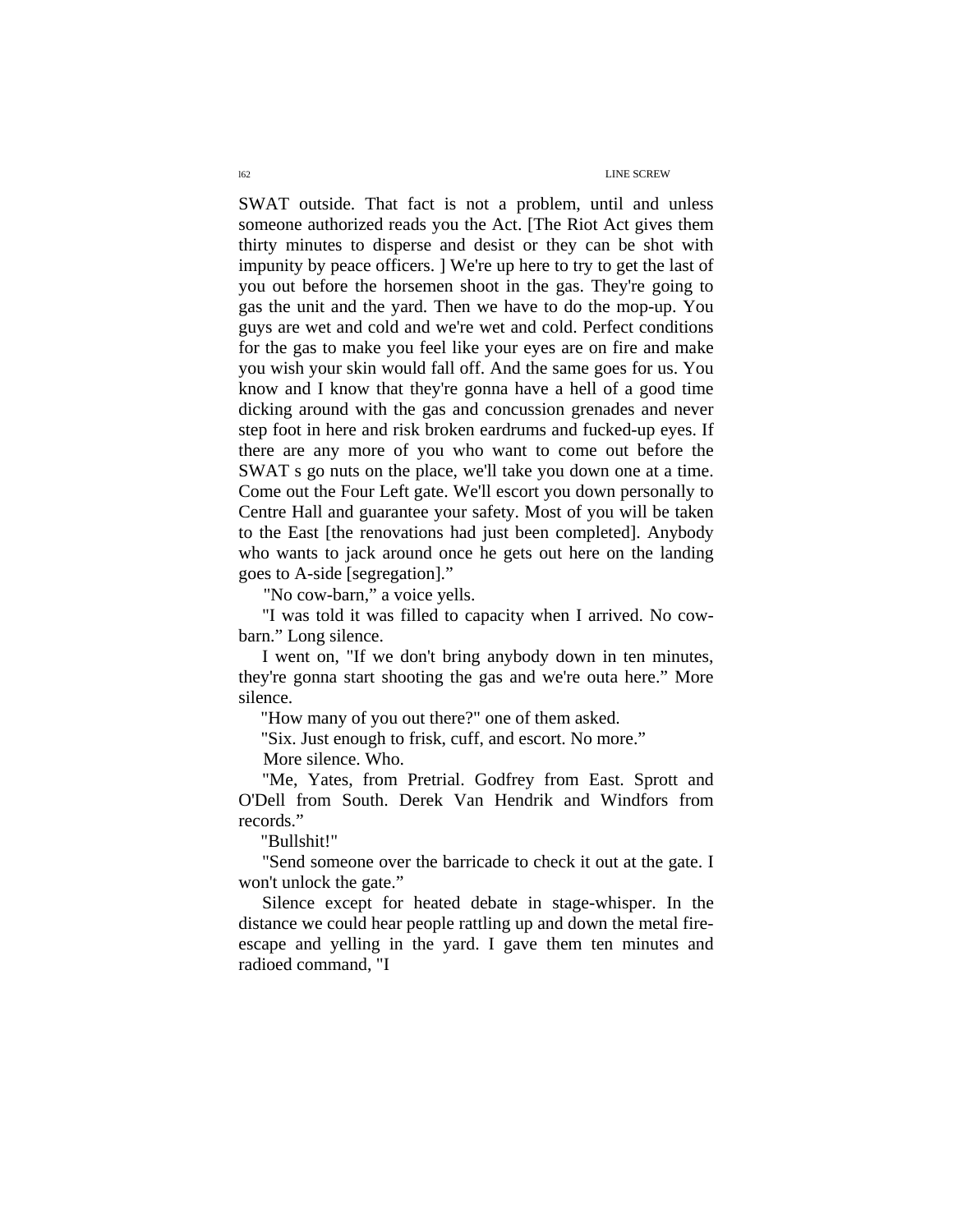SWAT outside. That fact is not a problem, until and unless someone authorized reads you the Act. [The Riot Act gives them thirty minutes to disperse and desist or they can be shot with impunity by peace officers. ] We're up here to try to get the last of you out before the horsemen shoot in the gas. They're going to gas the unit and the yard. Then we have to do the mop-up. You guys are wet and cold and we're wet and cold. Perfect conditions for the gas to make you feel like your eyes are on fire and make you wish your skin would fall off. And the same goes for us. You know and I know that they're gonna have a hell of a good time dicking around with the gas and concussion grenades and never step foot in here and risk broken eardrums and fucked-up eyes. If there are any more of you who want to come out before the SWAT s go nuts on the place, we'll take you down one at a time. Come out the Four Left gate. We'll escort you down personally to Centre Hall and guarantee your safety. Most of you will be taken to the East [the renovations had just been completed]. Anybody who wants to jack around once he gets out here on the landing goes to A-side [segregation]."

"No cow-barn," a voice yells.

"I was told it was filled to capacity when I arrived. No cow-barn." Long silence.

I went on, "If we don't bring anybody down in ten minutes, they're gonna start shooting the gas and we're outa here." More silence.

"How many of you out there?" one of them asked.

"Six. Just enough to frisk, cuff, and escort. No more."

More silence. Who.

"Me, Yates, from Pretrial. Godfrey from East. Sprott and O'Dell from South. Derek Van Hendrik and Windfors from records."

"Bullshit!"

"Send someone over the barricade to check it out at the gate. I won't unlock the gate."

Silence except for heated debate in stage-whisper. In the distance we could hear people rattling up and down the metal fire-escape and yelling in the yard. I gave them ten minutes and radioed command, "I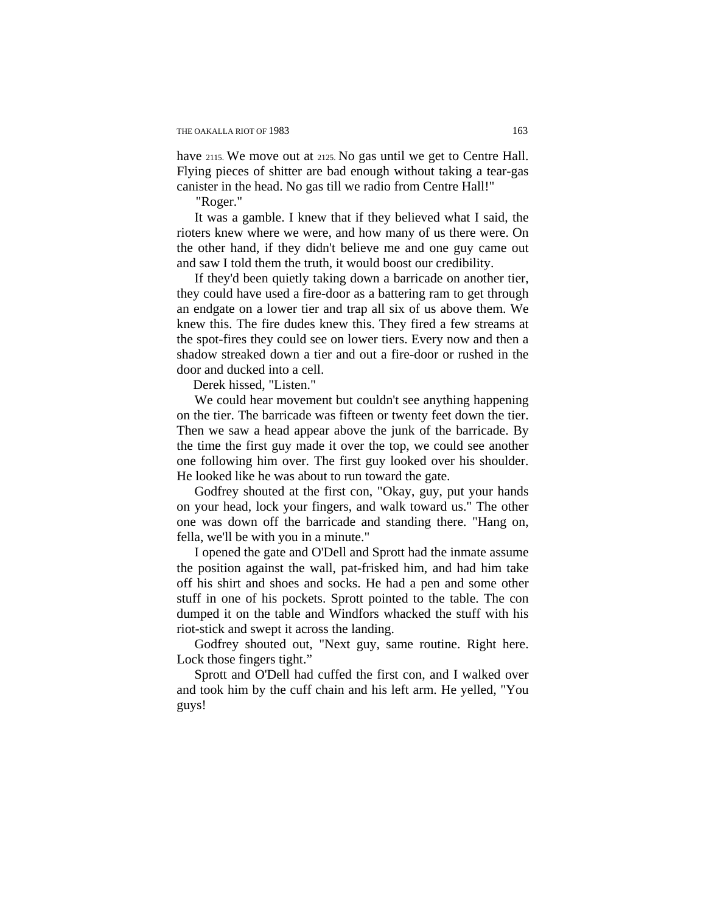have 2115. We move out at 2125. No gas until we get to Centre Hall. Flying pieces of shitter are bad enough without taking a tear-gas canister in the head. No gas till we radio from Centre Hall!"

"Roger."

It was a gamble. I knew that if they believed what I said, the rioters knew where we were, and how many of us there were. On the other hand, if they didn't believe me and one guy came out and saw I told them the truth, it would boost our credibility.

If they'd been quietly taking down a barricade on another tier, they could have used a fire-door as a battering ram to get through an endgate on a lower tier and trap all six of us above them. We knew this. The fire dudes knew this. They fired a few streams at the spot-fires they could see on lower tiers. Every now and then a shadow streaked down a tier and out a fire-door or rushed in the door and ducked into a cell.

Derek hissed, "Listen."

We could hear movement but couldn't see anything happening on the tier. The barricade was fifteen or twenty feet down the tier. Then we saw a head appear above the junk of the barricade. By the time the first guy made it over the top, we could see another one following him over. The first guy looked over his shoulder. He looked like he was about to run toward the gate.

Godfrey shouted at the first con, "Okay, guy, put your hands on your head, lock your fingers, and walk toward us." The other one was down off the barricade and standing there. "Hang on, fella, we'll be with you in a minute."

I opened the gate and O'Dell and Sprott had the inmate assume the position against the wall, pat-frisked him, and had him take off his shirt and shoes and socks. He had a pen and some other stuff in one of his pockets. Sprott pointed to the table. The con dumped it on the table and Windfors whacked the stuff with his riot-stick and swept it across the landing.

Godfrey shouted out, "Next guy, same routine. Right here. Lock those fingers tight."

Sprott and O'Dell had cuffed the first con, and I walked over and took him by the cuff chain and his left arm. He yelled, "You guys!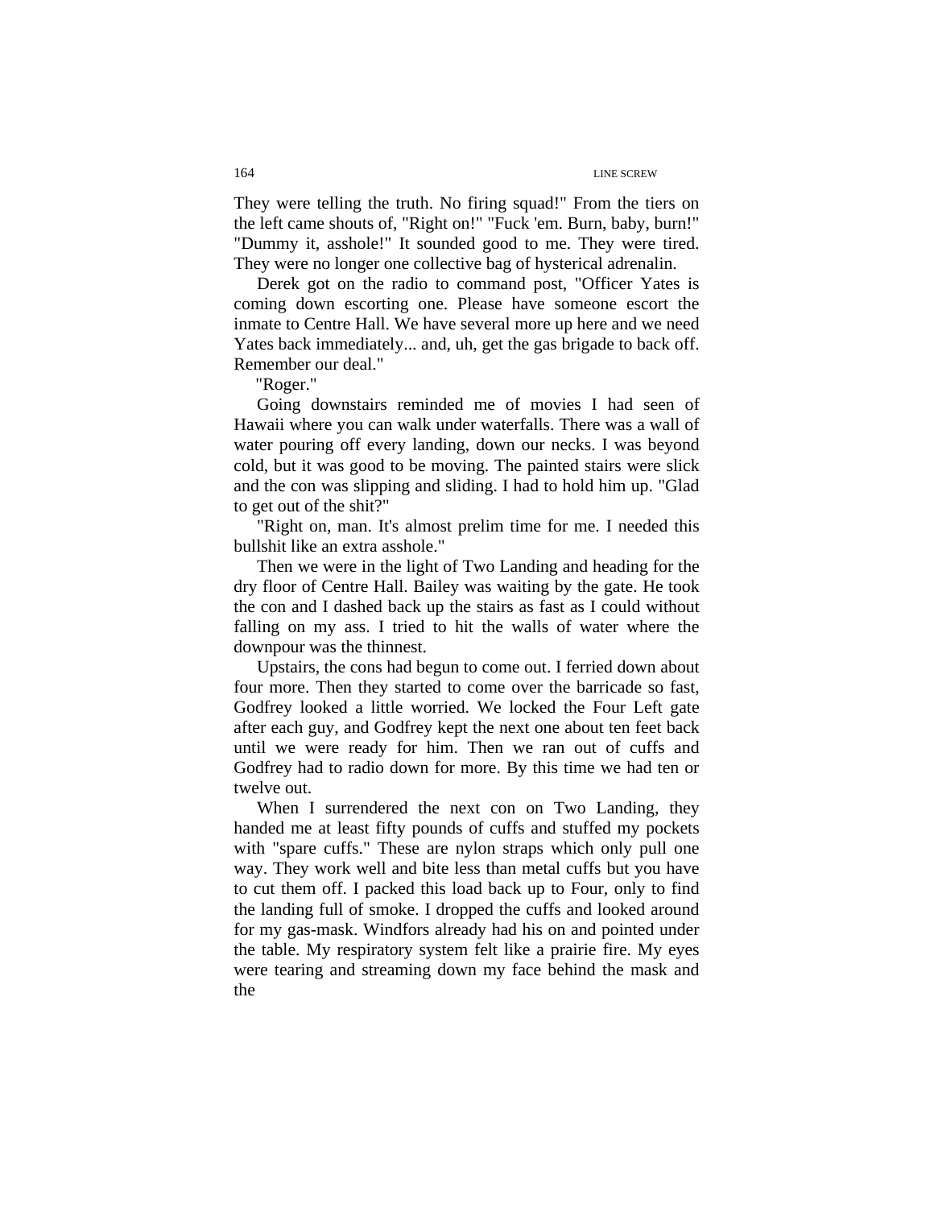They were telling the truth. No firing squad!" From the tiers on the left came shouts of, "Right on!" "Fuck 'em. Burn, baby, burn!" "Dummy it, asshole!" It sounded good to me. They were tired. They were no longer one collective bag of hysterical adrenalin.

Derek got on the radio to command post, "Officer Yates is coming down escorting one. Please have someone escort the inmate to Centre Hall. We have several more up here and we need Yates back immediately... and, uh, get the gas brigade to back off. Remember our deal."

"Roger."

Going downstairs reminded me of movies I had seen of Hawaii where you can walk under waterfalls. There was a wall of water pouring off every landing, down our necks. I was beyond cold, but it was good to be moving. The painted stairs were slick and the con was slipping and sliding. I had to hold him up. "Glad to get out of the shit?"

"Right on, man. It's almost prelim time for me. I needed this bullshit like an extra asshole."

Then we were in the light of Two Landing and heading for the dry floor of Centre Hall. Bailey was waiting by the gate. He took the con and I dashed back up the stairs as fast as I could without falling on my ass. I tried to hit the walls of water where the downpour was the thinnest.

Upstairs, the cons had begun to come out. I ferried down about four more. Then they started to come over the barricade so fast, Godfrey looked a little worried. We locked the Four Left gate after each guy, and Godfrey kept the next one about ten feet back until we were ready for him. Then we ran out of cuffs and Godfrey had to radio down for more. By this time we had ten or twelve out.

When I surrendered the next con on Two Landing, they handed me at least fifty pounds of cuffs and stuffed my pockets with "spare cuffs." These are nylon straps which only pull one way. They work well and bite less than metal cuffs but you have to cut them off. I packed this load back up to Four, only to find the landing full of smoke. I dropped the cuffs and looked around for my gas-mask. Windfors already had his on and pointed under the table. My respiratory system felt like a prairie fire. My eyes were tearing and streaming down my face behind the mask and the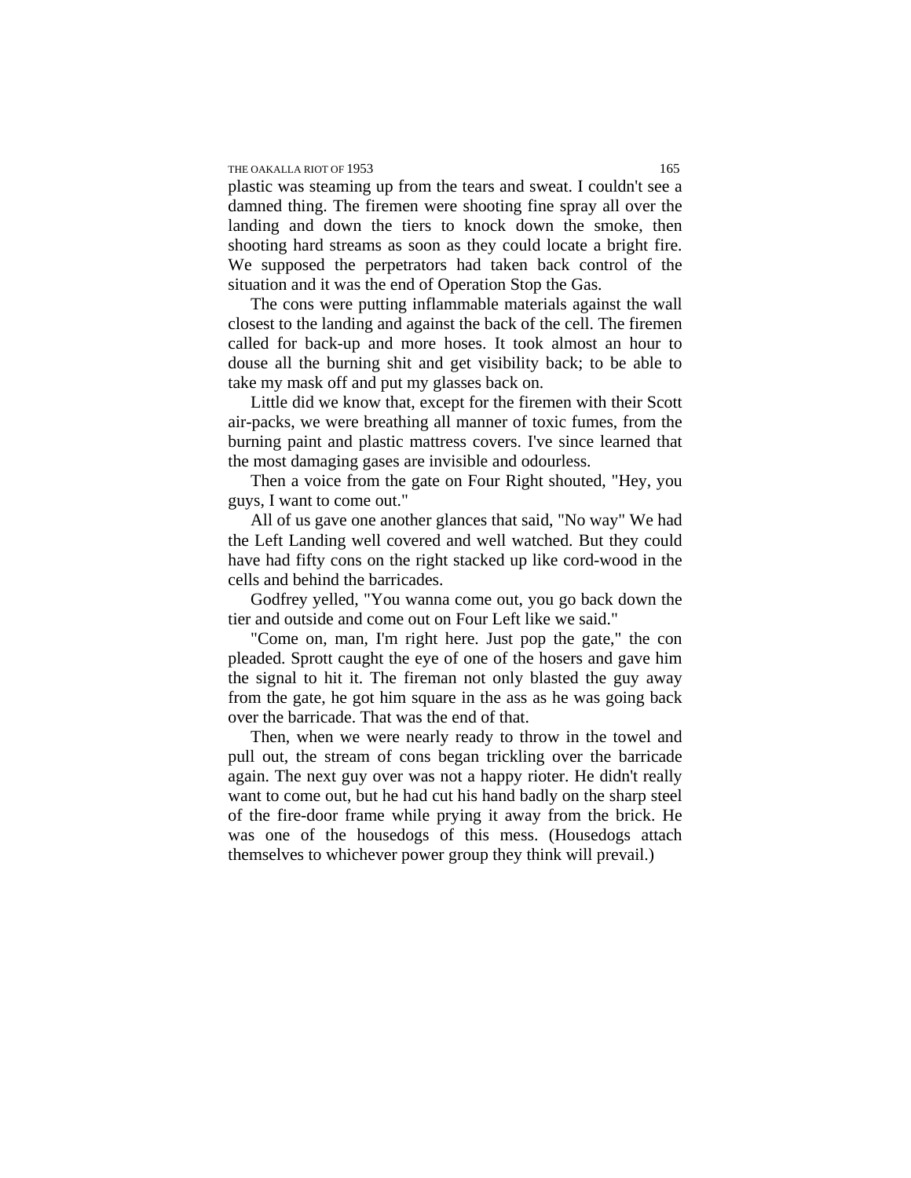plastic was steaming up from the tears and sweat. I couldn't see a damned thing. The firemen were shooting fine spray all over the landing and down the tiers to knock down the smoke, then shooting hard streams as soon as they could locate a bright fire. We supposed the perpetrators had taken back control of the situation and it was the end of Operation Stop the Gas.

The cons were putting inflammable materials against the wall closest to the landing and against the back of the cell. The firemen called for back-up and more hoses. It took almost an hour to douse all the burning shit and get visibility back; to be able to take my mask off and put my glasses back on.

Little did we know that, except for the firemen with their Scott air-packs, we were breathing all manner of toxic fumes, from the burning paint and plastic mattress covers. I've since learned that the most damaging gases are invisible and odourless.

Then a voice from the gate on Four Right shouted, "Hey, you guys, I want to come out."

All of us gave one another glances that said, "No way" We had the Left Landing well covered and well watched. But they could have had fifty cons on the right stacked up like cord-wood in the cells and behind the barricades.

Godfrey yelled, "You wanna come out, you go back down the tier and outside and come out on Four Left like we said."

"Come on, man, I'm right here. Just pop the gate," the con pleaded. Sprott caught the eye of one of the hosers and gave him the signal to hit it. The fireman not only blasted the guy away from the gate, he got him square in the ass as he was going back over the barricade. That was the end of that.

Then, when we were nearly ready to throw in the towel and pull out, the stream of cons began trickling over the barricade again. The next guy over was not a happy rioter. He didn't really want to come out, but he had cut his hand badly on the sharp steel of the fire-door frame while prying it away from the brick. He was one of the housedogs of this mess. (Housedogs attach themselves to whichever power group they think will prevail.)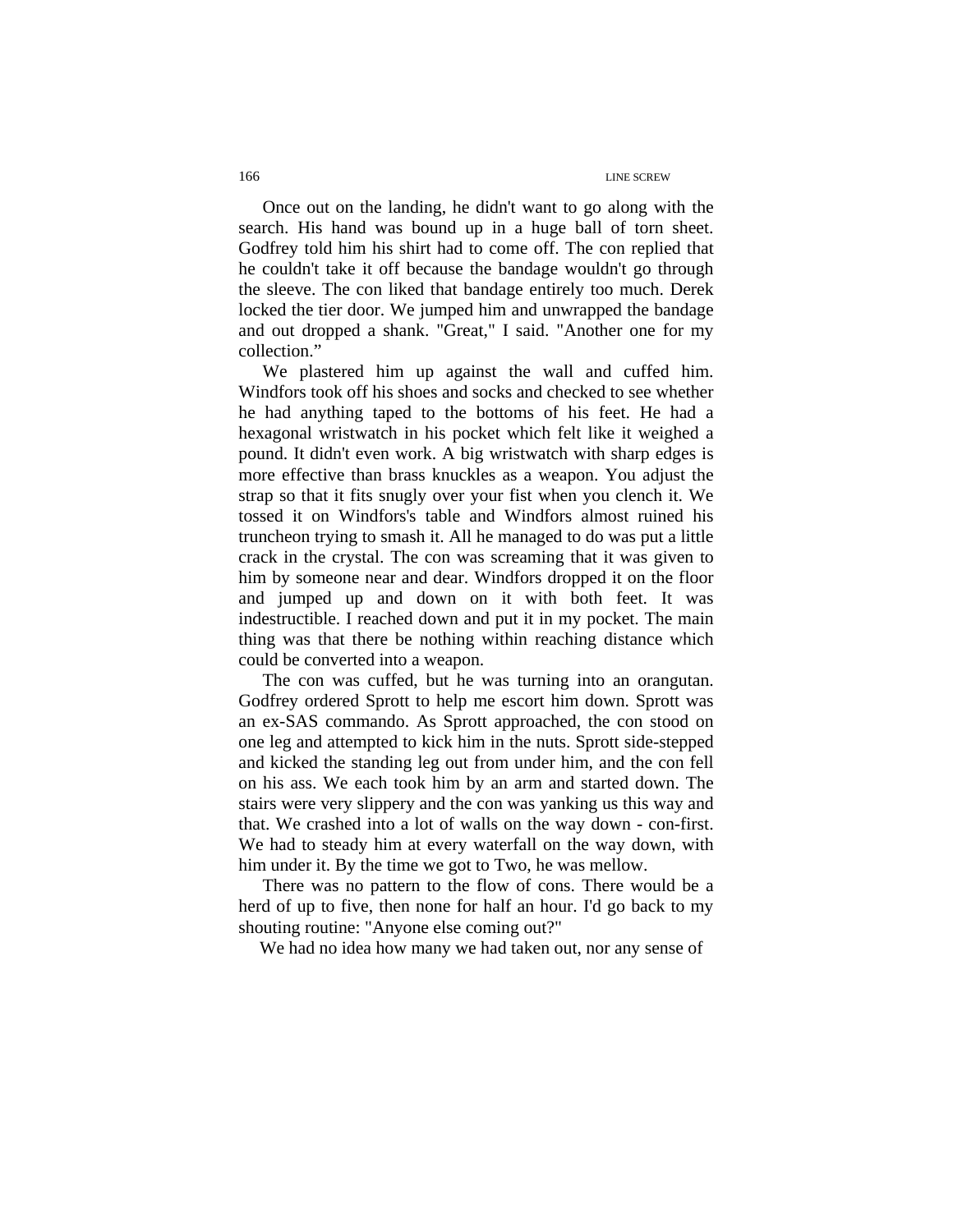Once out on the landing, he didn't want to go along with the search. His hand was bound up in a huge ball of torn sheet. Godfrey told him his shirt had to come off. The con replied that he couldn't take it off because the bandage wouldn't go through the sleeve. The con liked that bandage entirely too much. Derek locked the tier door. We jumped him and unwrapped the bandage and out dropped a shank. "Great," I said. "Another one for my collection."

We plastered him up against the wall and cuffed him. Windfors took off his shoes and socks and checked to see whether he had anything taped to the bottoms of his feet. He had a hexagonal wristwatch in his pocket which felt like it weighed a pound. It didn't even work. A big wristwatch with sharp edges is more effective than brass knuckles as a weapon. You adjust the strap so that it fits snugly over your fist when you clench it. We tossed it on Windfors's table and Windfors almost ruined his truncheon trying to smash it. All he managed to do was put a little crack in the crystal. The con was screaming that it was given to him by someone near and dear. Windfors dropped it on the floor and jumped up and down on it with both feet. It was indestructible. I reached down and put it in my pocket. The main thing was that there be nothing within reaching distance which could be converted into a weapon.

The con was cuffed, but he was turning into an orangutan. Godfrey ordered Sprott to help me escort him down. Sprott was an ex-SAS commando. As Sprott approached, the con stood on one leg and attempted to kick him in the nuts. Sprott side-stepped and kicked the standing leg out from under him, and the con fell on his ass. We each took him by an arm and started down. The stairs were very slippery and the con was yanking us this way and that. We crashed into a lot of walls on the way down - con-first. We had to steady him at every waterfall on the way down, with him under it. By the time we got to Two, he was mellow.

There was no pattern to the flow of cons. There would be a herd of up to five, then none for half an hour. I'd go back to my shouting routine: "Anyone else coming out?"

We had no idea how many we had taken out, nor any sense of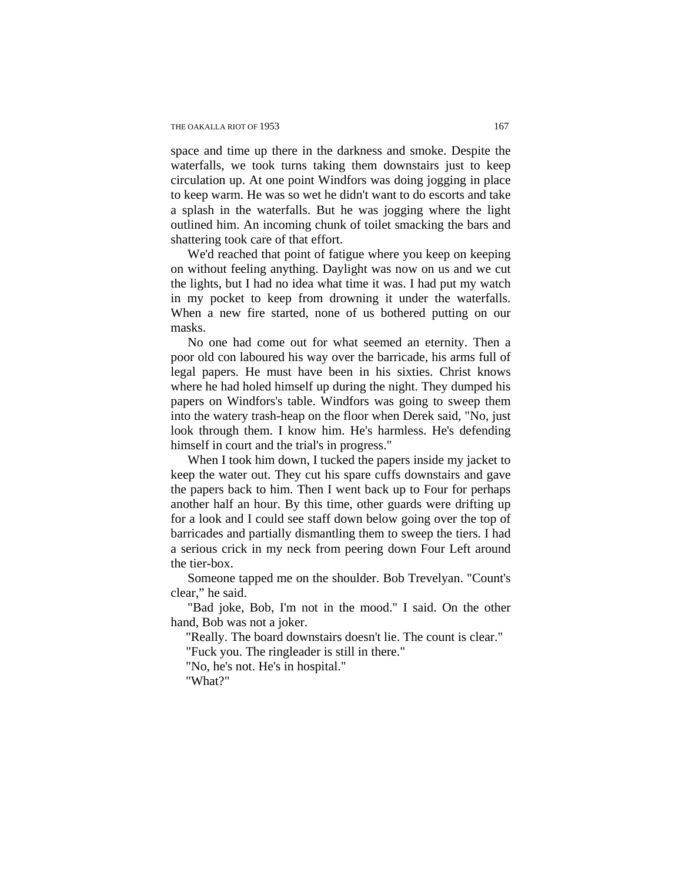space and time up there in the darkness and smoke. Despite the waterfalls, we took turns taking them downstairs just to keep circulation up. At one point Windfors was doing jogging in place to keep warm. He was so wet he didn't want to do escorts and take a splash in the waterfalls. But he was jogging where the light outlined him. An incoming chunk of toilet smacking the bars and shattering took care of that effort.

We'd reached that point of fatigue where you keep on keeping on without feeling anything. Daylight was now on us and we cut the lights, but I had no idea what time it was. I had put my watch in my pocket to keep from drowning it under the waterfalls. When a new fire started, none of us bothered putting on our masks.

No one had come out for what seemed an eternity. Then a poor old con laboured his way over the barricade, his arms full of legal papers. He must have been in his sixties. Christ knows where he had holed himself up during the night. They dumped his papers on Windfors's table. Windfors was going to sweep them into the watery trash-heap on the floor when Derek said, "No, just look through them. I know him. He's harmless. He's defending himself in court and the trial's in progress."

When I took him down, I tucked the papers inside my jacket to keep the water out. They cut his spare cuffs downstairs and gave the papers back to him. Then I went back up to Four for perhaps another half an hour. By this time, other guards were drifting up for a look and I could see staff down below going over the top of barricades and partially dismantling them to sweep the tiers. I had a serious crick in my neck from peering down Four Left around the tier-box.

Someone tapped me on the shoulder. Bob Trevelyan. "Count's clear," he said.

"Bad joke, Bob, I'm not in the mood." I said. On the other hand, Bob was not a joker.

"Really. The board downstairs doesn't lie. The count is clear."

"Fuck you. The ringleader is still in there."

"No, he's not. He's in hospital."

"What?"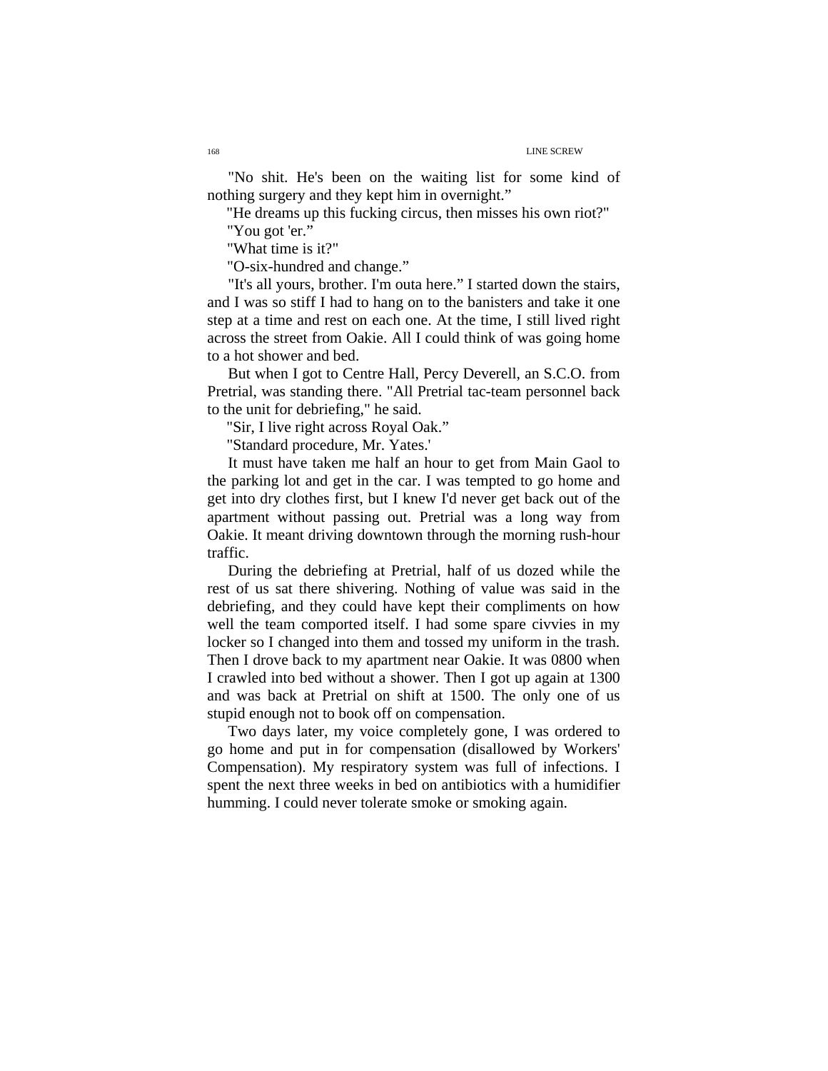"No shit. He's been on the waiting list for some kind of nothing surgery and they kept him in overnight."

"He dreams up this fucking circus, then misses his own riot?"

"You got 'er."

"What time is it?"

"O-six-hundred and change."

"It's all yours, brother. I'm outa here." I started down the stairs, and I was so stiff I had to hang on to the banisters and take it one step at a time and rest on each one. At the time, I still lived right across the street from Oakie. All I could think of was going home to a hot shower and bed.

But when I got to Centre Hall, Percy Deverell, an S.C.O. from Pretrial, was standing there. "All Pretrial tac-team personnel back to the unit for debriefing," he said.

"Sir, I live right across Royal Oak."

"Standard procedure, Mr. Yates.'

It must have taken me half an hour to get from Main Gaol to the parking lot and get in the car. I was tempted to go home and get into dry clothes first, but I knew I'd never get back out of the apartment without passing out. Pretrial was a long way from Oakie. It meant driving downtown through the morning rush-hour traffic.

During the debriefing at Pretrial, half of us dozed while the rest of us sat there shivering. Nothing of value was said in the debriefing, and they could have kept their compliments on how well the team comported itself. I had some spare civvies in my locker so I changed into them and tossed my uniform in the trash. Then I drove back to my apartment near Oakie. It was 0800 when I crawled into bed without a shower. Then I got up again at 1300 and was back at Pretrial on shift at 1500. The only one of us stupid enough not to book off on compensation.

Two days later, my voice completely gone, I was ordered to go home and put in for compensation (disallowed by Workers' Compensation). My respiratory system was full of infections. I spent the next three weeks in bed on antibiotics with a humidifier humming. I could never tolerate smoke or smoking again.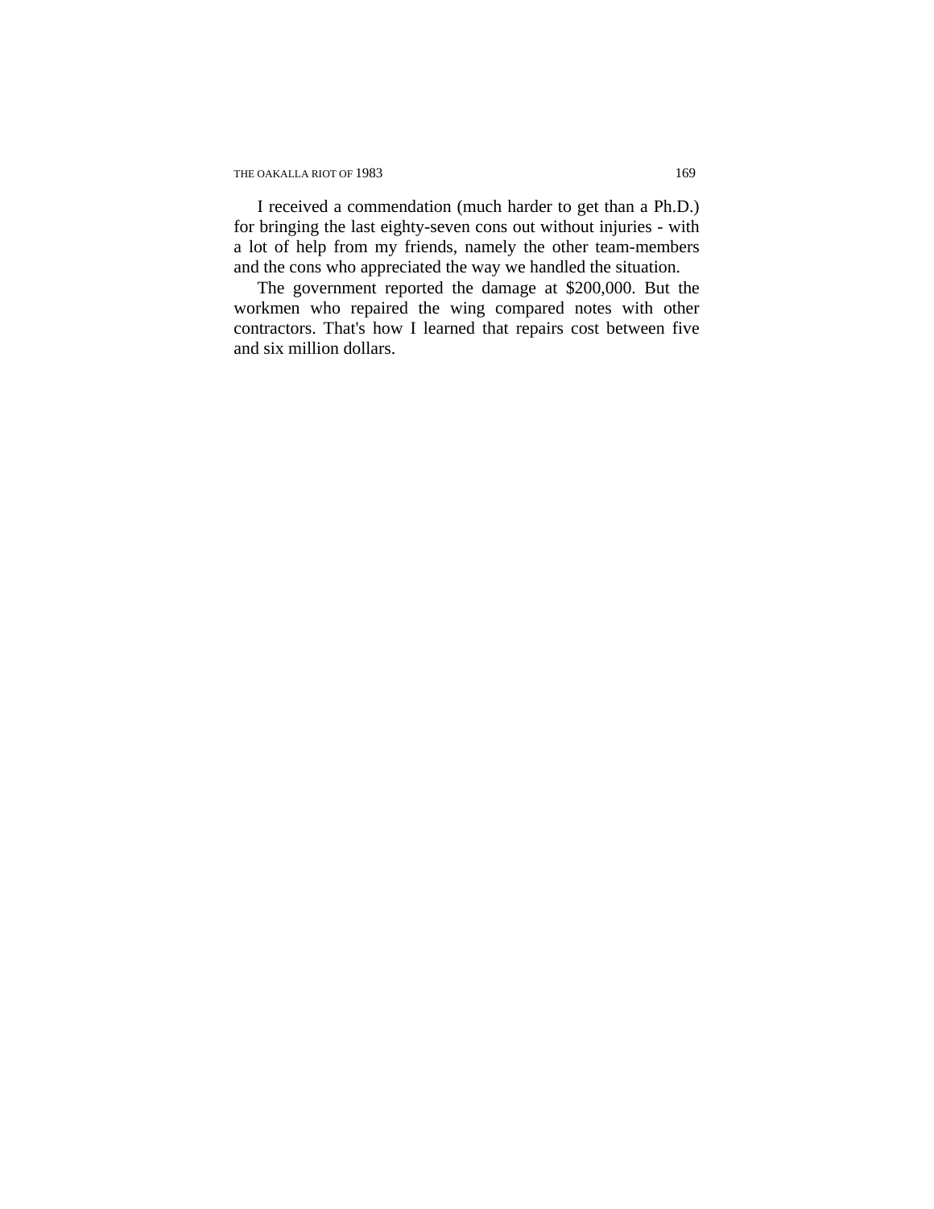I received a commendation (much harder to get than a Ph.D.) for bringing the last eighty-seven cons out without injuries - with a lot of help from my friends, namely the other team-members and the cons who appreciated the way we handled the situation.

The government reported the damage at $200,000. But the workmen who repaired the wing compared notes with other contractors. That's how I learned that repairs cost between five and six million dollars.